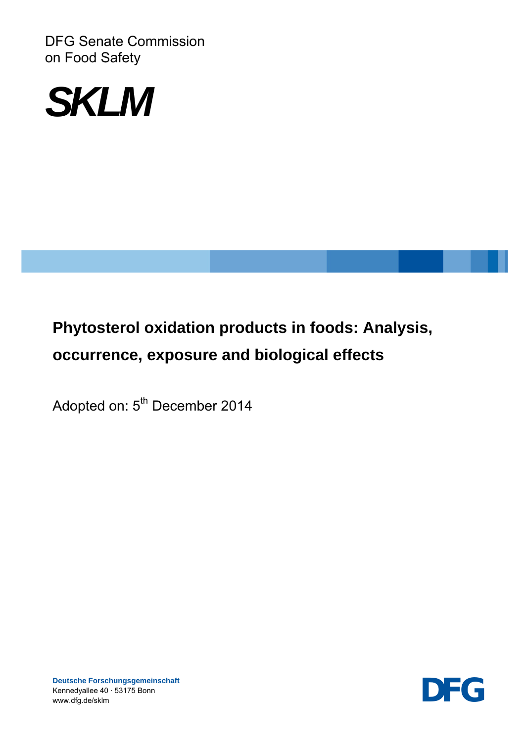DFG Senate Commission
on Food Safety

**SKLM**

# Phytosterol oxidation products in foods: Analysis, occurrence, exposure and biological effects

Adopted on: 5th December 2014

**Deutsche Forschungsgemeinschaft**
Kennedyallee 40 · 53175 Bonn
www.dfg.de/sklm

DFG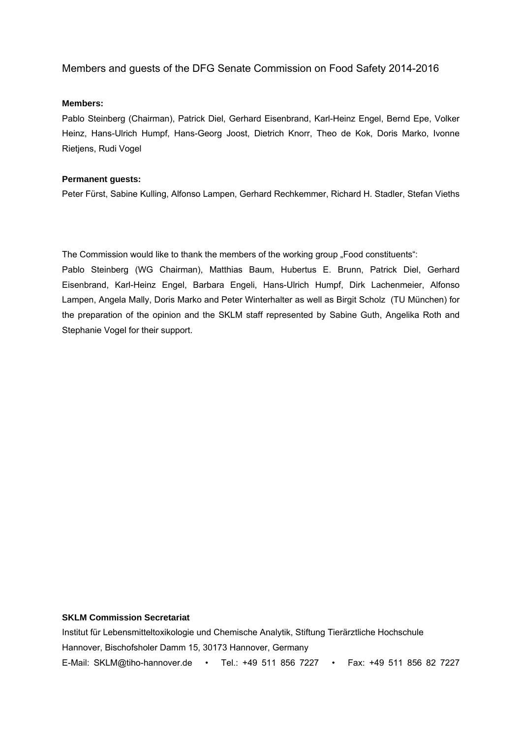# Members and guests of the DFG Senate Commission on Food Safety 2014-2016

**Members:**

Pablo Steinberg (Chairman), Patrick Diel, Gerhard Eisenbrand, Karl-Heinz Engel, Bernd Epe, Volker Heinz, Hans-Ulrich Humpf, Hans-Georg Joost, Dietrich Knorr, Theo de Kok, Doris Marko, Ivonne Rietjens, Rudi Vogel

**Permanent guests:**

Peter Fürst, Sabine Kulling, Alfonso Lampen, Gerhard Rechkemmer, Richard H. Stadler, Stefan Vieths

The Commission would like to thank the members of the working group „Food constituents":
Pablo Steinberg (WG Chairman), Matthias Baum, Hubertus E. Brunn, Patrick Diel, Gerhard Eisenbrand, Karl-Heinz Engel, Barbara Engeli, Hans-Ulrich Humpf, Dirk Lachenmeier, Alfonso Lampen, Angela Mally, Doris Marko and Peter Winterhalter as well as Birgit Scholz (TU München) for the preparation of the opinion and the SKLM staff represented by Sabine Guth, Angelika Roth and Stephanie Vogel for their support.

**SKLM Commission Secretariat**

Institut für Lebensmitteltoxikologie und Chemische Analytik, Stiftung Tierärztliche Hochschule Hannover, Bischofsholer Damm 15, 30173 Hannover, Germany

E-Mail: SKLM@tiho-hannover.de • Tel.: +49 511 856 7227 • Fax: +49 511 856 82 7227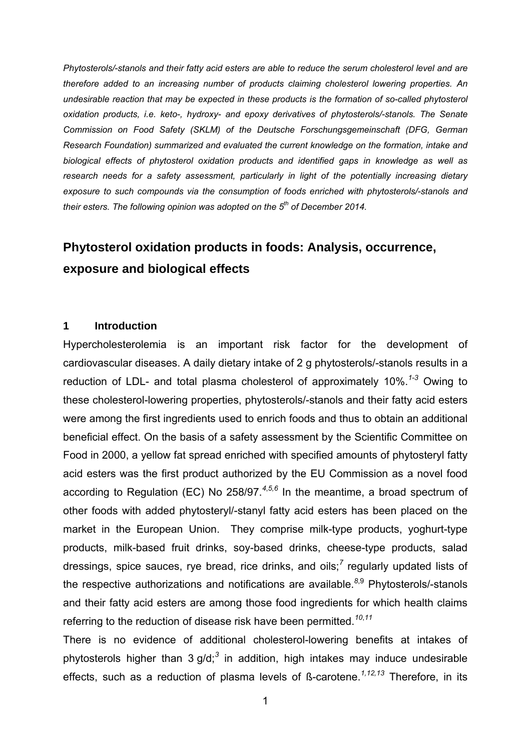*Phytosterols/-stanols and their fatty acid esters are able to reduce the serum cholesterol level and are therefore added to an increasing number of products claiming cholesterol lowering properties. An undesirable reaction that may be expected in these products is the formation of so-called phytosterol oxidation products, i.e. keto-, hydroxy- and epoxy derivatives of phytosterols/-stanols. The Senate Commission on Food Safety (SKLM) of the Deutsche Forschungsgemeinschaft (DFG, German Research Foundation) summarized and evaluated the current knowledge on the formation, intake and biological effects of phytosterol oxidation products and identified gaps in knowledge as well as research needs for a safety assessment, particularly in light of the potentially increasing dietary exposure to such compounds via the consumption of foods enriched with phytosterols/-stanols and their esters. The following opinion was adopted on the 5th of December 2014.*

# Phytosterol oxidation products in foods: Analysis, occurrence, exposure and biological effects

## 1 Introduction

Hypercholesterolemia is an important risk factor for the development of cardiovascular diseases. A daily dietary intake of 2 g phytosterols/-stanols results in a reduction of LDL- and total plasma cholesterol of approximately 10%.[1-3] Owing to these cholesterol-lowering properties, phytosterols/-stanols and their fatty acid esters were among the first ingredients used to enrich foods and thus to obtain an additional beneficial effect. On the basis of a safety assessment by the Scientific Committee on Food in 2000, a yellow fat spread enriched with specified amounts of phytosteryl fatty acid esters was the first product authorized by the EU Commission as a novel food according to Regulation (EC) No 258/97.[4,5,6] In the meantime, a broad spectrum of other foods with added phytosteryl/-stanyl fatty acid esters has been placed on the market in the European Union. They comprise milk-type products, yoghurt-type products, milk-based fruit drinks, soy-based drinks, cheese-type products, salad dressings, spice sauces, rye bread, rice drinks, and oils;[7] regularly updated lists of the respective authorizations and notifications are available.[8,9] Phytosterols/-stanols and their fatty acid esters are among those food ingredients for which health claims referring to the reduction of disease risk have been permitted.[10,11]

There is no evidence of additional cholesterol-lowering benefits at intakes of phytosterols higher than 3 g/d;[3] in addition, high intakes may induce undesirable effects, such as a reduction of plasma levels of ß-carotene.[1,12,13] Therefore, in its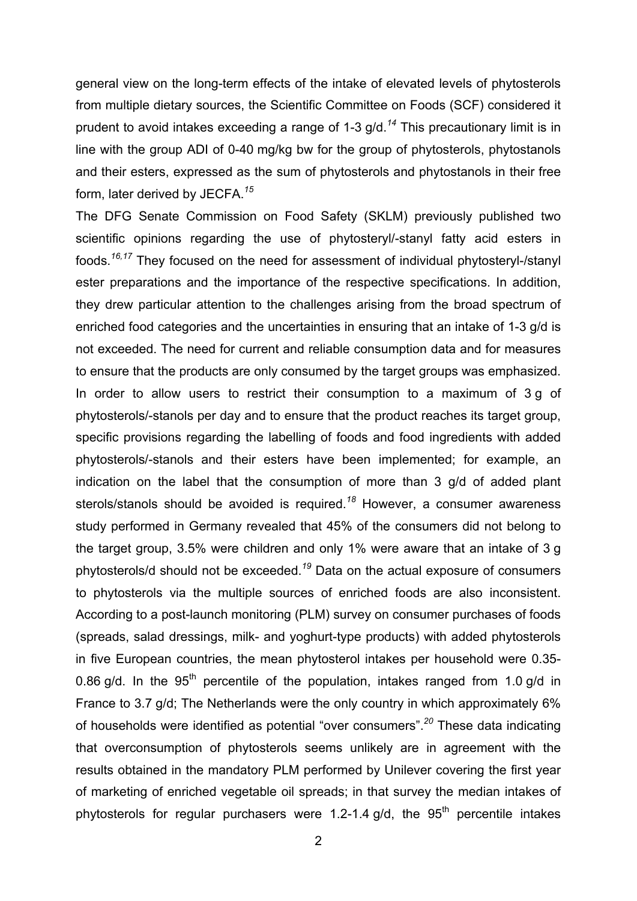general view on the long-term effects of the intake of elevated levels of phytosterols from multiple dietary sources, the Scientific Committee on Foods (SCF) considered it prudent to avoid intakes exceeding a range of 1-3 g/d.[14] This precautionary limit is in line with the group ADI of 0-40 mg/kg bw for the group of phytosterols, phytostanols and their esters, expressed as the sum of phytosterols and phytostanols in their free form, later derived by JECFA.[15]

The DFG Senate Commission on Food Safety (SKLM) previously published two scientific opinions regarding the use of phytosteryl/-stanyl fatty acid esters in foods.[16,17] They focused on the need for assessment of individual phytosteryl-/stanyl ester preparations and the importance of the respective specifications. In addition, they drew particular attention to the challenges arising from the broad spectrum of enriched food categories and the uncertainties in ensuring that an intake of 1-3 g/d is not exceeded. The need for current and reliable consumption data and for measures to ensure that the products are only consumed by the target groups was emphasized. In order to allow users to restrict their consumption to a maximum of 3 g of phytosterols/-stanols per day and to ensure that the product reaches its target group, specific provisions regarding the labelling of foods and food ingredients with added phytosterols/-stanols and their esters have been implemented; for example, an indication on the label that the consumption of more than 3 g/d of added plant sterols/stanols should be avoided is required.[18] However, a consumer awareness study performed in Germany revealed that 45% of the consumers did not belong to the target group, 3.5% were children and only 1% were aware that an intake of 3 g phytosterols/d should not be exceeded.[19] Data on the actual exposure of consumers to phytosterols via the multiple sources of enriched foods are also inconsistent. According to a post-launch monitoring (PLM) survey on consumer purchases of foods (spreads, salad dressings, milk- and yoghurt-type products) with added phytosterols in five European countries, the mean phytosterol intakes per household were 0.35-0.86 g/d. In the 95th percentile of the population, intakes ranged from 1.0 g/d in France to 3.7 g/d; The Netherlands were the only country in which approximately 6% of households were identified as potential "over consumers".[20] These data indicating that overconsumption of phytosterols seems unlikely are in agreement with the results obtained in the mandatory PLM performed by Unilever covering the first year of marketing of enriched vegetable oil spreads; in that survey the median intakes of phytosterols for regular purchasers were 1.2-1.4 g/d, the 95th percentile intakes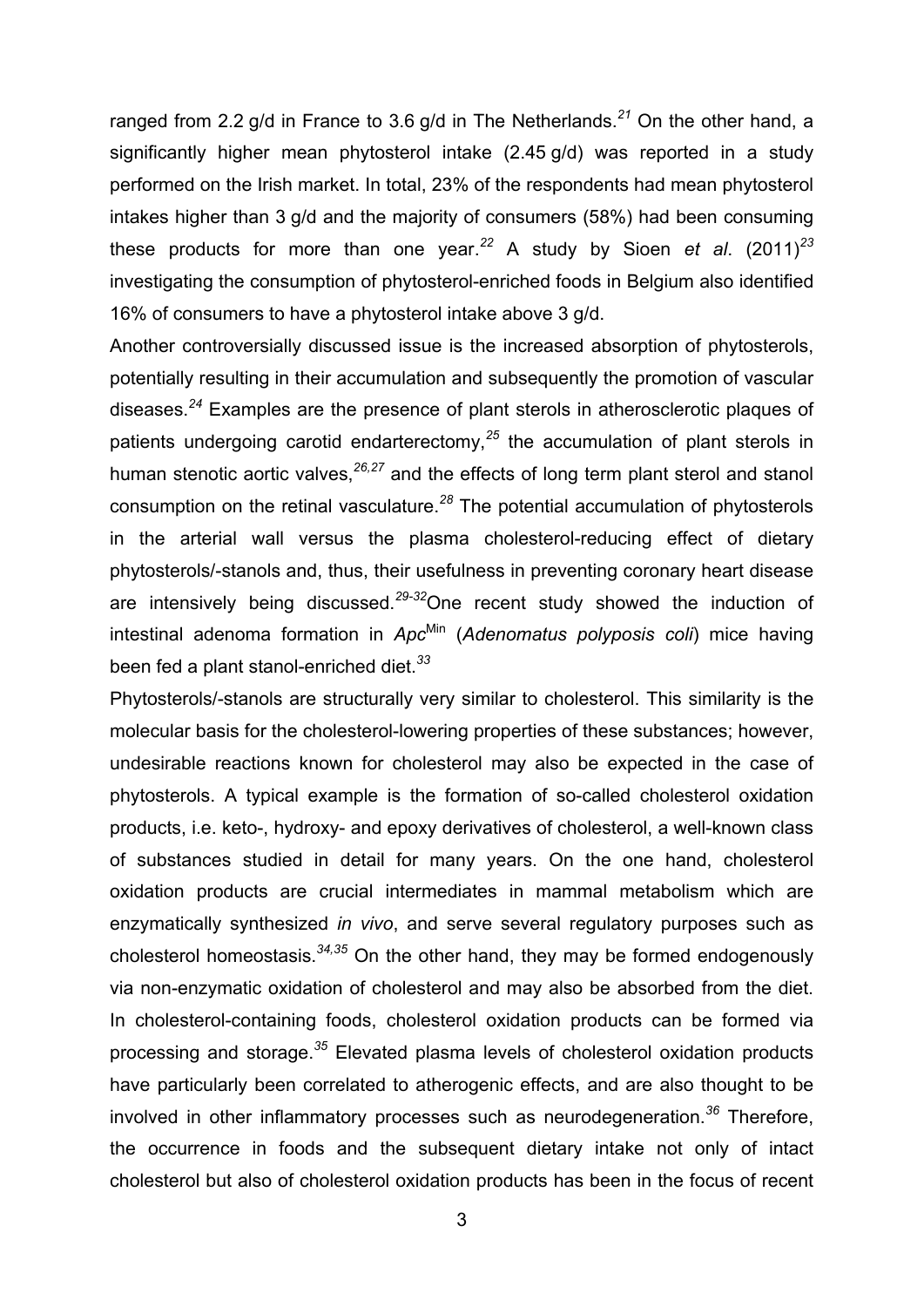ranged from 2.2 g/d in France to 3.6 g/d in The Netherlands.[21] On the other hand, a significantly higher mean phytosterol intake (2.45 g/d) was reported in a study performed on the Irish market. In total, 23% of the respondents had mean phytosterol intakes higher than 3 g/d and the majority of consumers (58%) had been consuming these products for more than one year.[22] A study by Sioen *et al*. (2011)[23] investigating the consumption of phytosterol-enriched foods in Belgium also identified 16% of consumers to have a phytosterol intake above 3 g/d.

Another controversially discussed issue is the increased absorption of phytosterols, potentially resulting in their accumulation and subsequently the promotion of vascular diseases.[24] Examples are the presence of plant sterols in atherosclerotic plaques of patients undergoing carotid endarterectomy,[25] the accumulation of plant sterols in human stenotic aortic valves,[26,27] and the effects of long term plant sterol and stanol consumption on the retinal vasculature.[28] The potential accumulation of phytosterols in the arterial wall versus the plasma cholesterol-reducing effect of dietary phytosterols/-stanols and, thus, their usefulness in preventing coronary heart disease are intensively being discussed.[29-32] One recent study showed the induction of intestinal adenoma formation in *Apc*$^{\text{Min}}$ (*Adenomatus polyposis coli*) mice having been fed a plant stanol-enriched diet.[33]

Phytosterols/-stanols are structurally very similar to cholesterol. This similarity is the molecular basis for the cholesterol-lowering properties of these substances; however, undesirable reactions known for cholesterol may also be expected in the case of phytosterols. A typical example is the formation of so-called cholesterol oxidation products, i.e. keto-, hydroxy- and epoxy derivatives of cholesterol, a well-known class of substances studied in detail for many years. On the one hand, cholesterol oxidation products are crucial intermediates in mammal metabolism which are enzymatically synthesized *in vivo*, and serve several regulatory purposes such as cholesterol homeostasis.[34,35] On the other hand, they may be formed endogenously via non-enzymatic oxidation of cholesterol and may also be absorbed from the diet. In cholesterol-containing foods, cholesterol oxidation products can be formed via processing and storage.[35] Elevated plasma levels of cholesterol oxidation products have particularly been correlated to atherogenic effects, and are also thought to be involved in other inflammatory processes such as neurodegeneration.[36] Therefore, the occurrence in foods and the subsequent dietary intake not only of intact cholesterol but also of cholesterol oxidation products has been in the focus of recent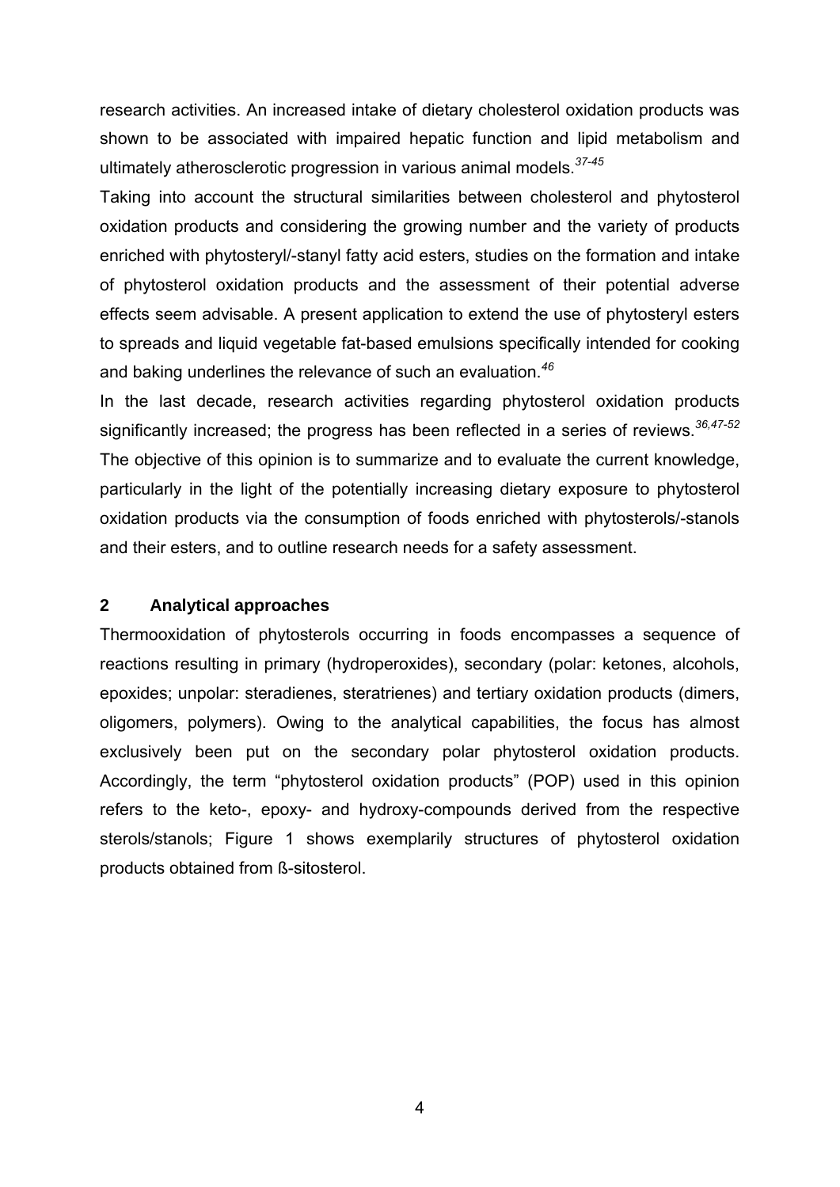research activities. An increased intake of dietary cholesterol oxidation products was shown to be associated with impaired hepatic function and lipid metabolism and ultimately atherosclerotic progression in various animal models.[37-45]

Taking into account the structural similarities between cholesterol and phytosterol oxidation products and considering the growing number and the variety of products enriched with phytosteryl/-stanyl fatty acid esters, studies on the formation and intake of phytosterol oxidation products and the assessment of their potential adverse effects seem advisable. A present application to extend the use of phytosteryl esters to spreads and liquid vegetable fat-based emulsions specifically intended for cooking and baking underlines the relevance of such an evaluation.[46]

In the last decade, research activities regarding phytosterol oxidation products significantly increased; the progress has been reflected in a series of reviews.[36,47-52]

The objective of this opinion is to summarize and to evaluate the current knowledge, particularly in the light of the potentially increasing dietary exposure to phytosterol oxidation products via the consumption of foods enriched with phytosterols/-stanols and their esters, and to outline research needs for a safety assessment.

## 2 Analytical approaches

Thermooxidation of phytosterols occurring in foods encompasses a sequence of reactions resulting in primary (hydroperoxides), secondary (polar: ketones, alcohols, epoxides; unpolar: steradienes, steratrienes) and tertiary oxidation products (dimers, oligomers, polymers). Owing to the analytical capabilities, the focus has almost exclusively been put on the secondary polar phytosterol oxidation products. Accordingly, the term "phytosterol oxidation products" (POP) used in this opinion refers to the keto-, epoxy- and hydroxy-compounds derived from the respective sterols/stanols; Figure 1 shows exemplarily structures of phytosterol oxidation products obtained from ß-sitosterol.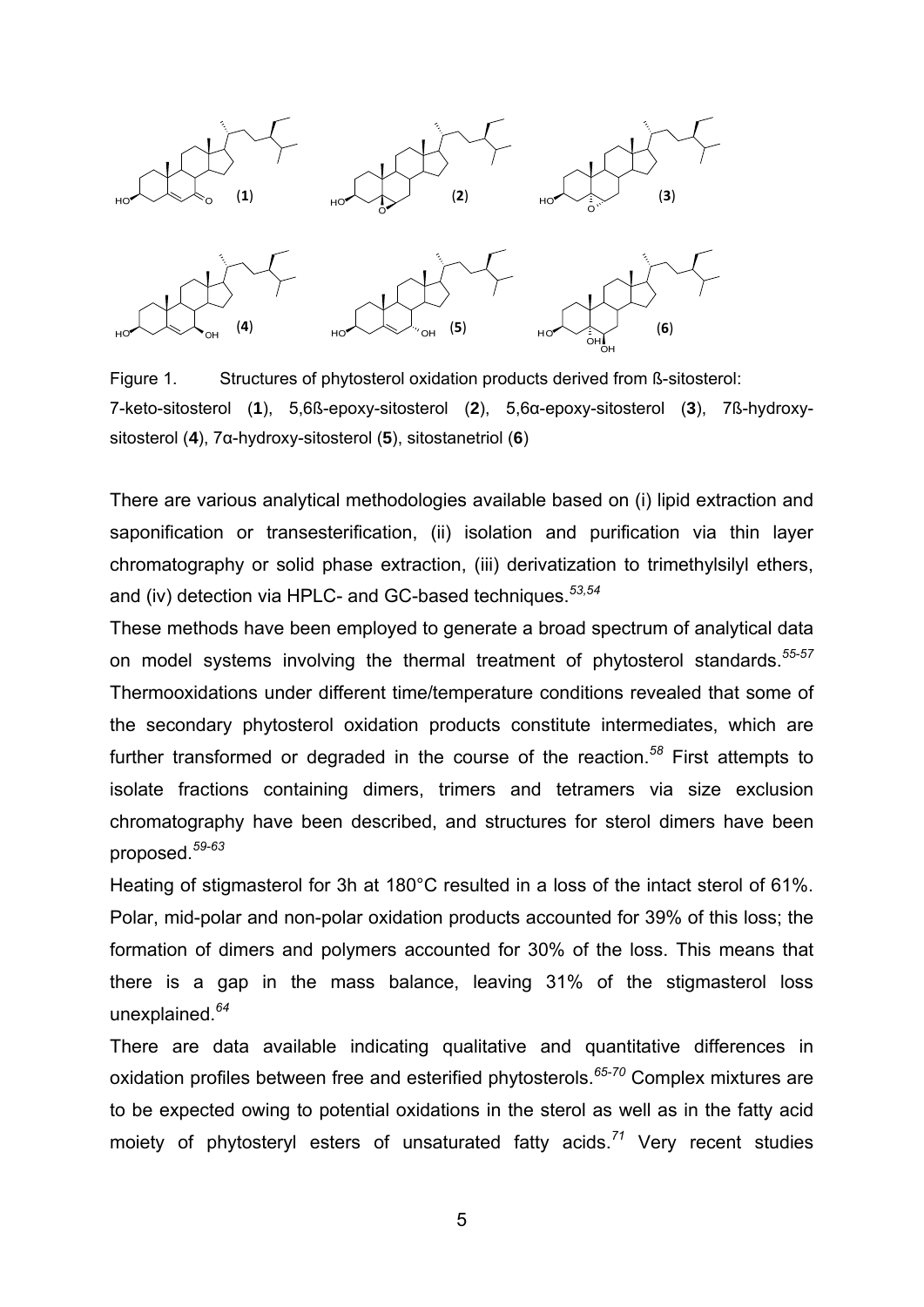Figure 1. Structures of phytosterol oxidation products derived from ß-sitosterol: 7-keto-sitosterol (**1**), 5,6ß-epoxy-sitosterol (**2**), 5,6α-epoxy-sitosterol (**3**), 7ß-hydroxy-sitosterol (**4**), 7α-hydroxy-sitosterol (**5**), sitostanetriol (**6**)

There are various analytical methodologies available based on (i) lipid extraction and saponification or transesterification, (ii) isolation and purification via thin layer chromatography or solid phase extraction, (iii) derivatization to trimethylsilyl ethers, and (iv) detection via HPLC- and GC-based techniques.[53,54]

These methods have been employed to generate a broad spectrum of analytical data on model systems involving the thermal treatment of phytosterol standards.[55-57] Thermooxidations under different time/temperature conditions revealed that some of the secondary phytosterol oxidation products constitute intermediates, which are further transformed or degraded in the course of the reaction.[58] First attempts to isolate fractions containing dimers, trimers and tetramers via size exclusion chromatography have been described, and structures for sterol dimers have been proposed.[59-63]

Heating of stigmasterol for 3h at 180°C resulted in a loss of the intact sterol of 61%. Polar, mid-polar and non-polar oxidation products accounted for 39% of this loss; the formation of dimers and polymers accounted for 30% of the loss. This means that there is a gap in the mass balance, leaving 31% of the stigmasterol loss unexplained.[64]

There are data available indicating qualitative and quantitative differences in oxidation profiles between free and esterified phytosterols.[65-70] Complex mixtures are to be expected owing to potential oxidations in the sterol as well as in the fatty acid moiety of phytosteryl esters of unsaturated fatty acids.[71] Very recent studies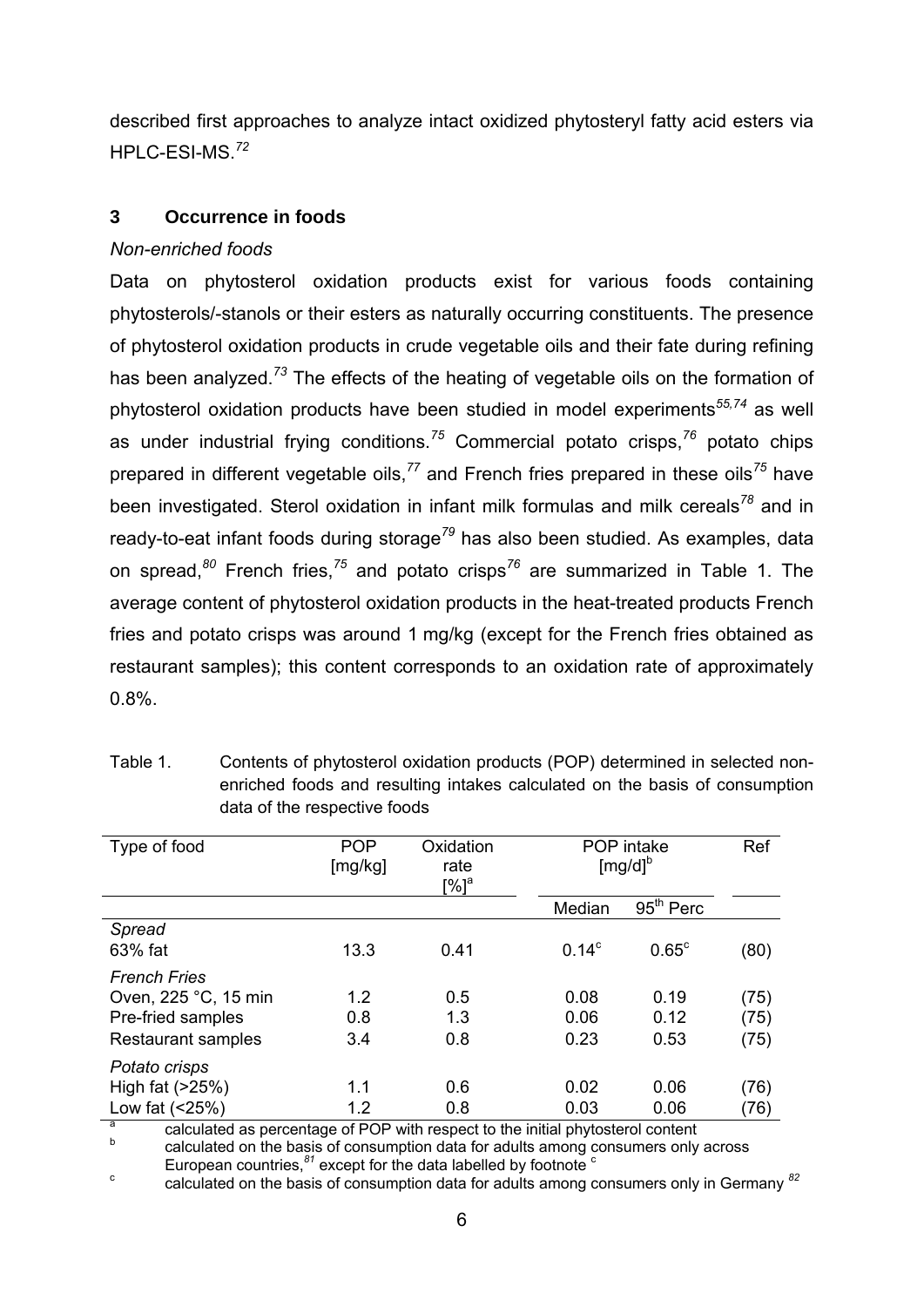described first approaches to analyze intact oxidized phytosteryl fatty acid esters via HPLC-ESI-MS.[72]

## 3 Occurrence in foods

*Non-enriched foods*

Data on phytosterol oxidation products exist for various foods containing phytosterols/-stanols or their esters as naturally occurring constituents. The presence of phytosterol oxidation products in crude vegetable oils and their fate during refining has been analyzed.[73] The effects of the heating of vegetable oils on the formation of phytosterol oxidation products have been studied in model experiments[55,74] as well as under industrial frying conditions.[75] Commercial potato crisps,[76] potato chips prepared in different vegetable oils,[77] and French fries prepared in these oils[75] have been investigated. Sterol oxidation in infant milk formulas and milk cereals[78] and in ready-to-eat infant foods during storage[79] has also been studied. As examples, data on spread,[80] French fries,[75] and potato crisps[76] are summarized in Table 1. The average content of phytosterol oxidation products in the heat-treated products French fries and potato crisps was around 1 mg/kg (except for the French fries obtained as restaurant samples); this content corresponds to an oxidation rate of approximately 0.8%.

Table 1. Contents of phytosterol oxidation products (POP) determined in selected non-enriched foods and resulting intakes calculated on the basis of consumption data of the respective foods

| Type of food | POP [mg/kg] | Oxidation rate [%][a] | POP intake [mg/d][b] | | Ref |
|---|---|---|---|---|---|
| | | | Median | 95th Perc | |
| *Spread* | | | | | |
| 63% fat | 13.3 | 0.41 | 0.14[c] | 0.65[c] | (80) |
| *French Fries* | | | | | |
| Oven, 225 °C, 15 min | 1.2 | 0.5 | 0.08 | 0.19 | (75) |
| Pre-fried samples | 0.8 | 1.3 | 0.06 | 0.12 | (75) |
| Restaurant samples | 3.4 | 0.8 | 0.23 | 0.53 | (75) |
| *Potato crisps* | | | | | |
| High fat (>25%) | 1.1 | 0.6 | 0.02 | 0.06 | (76) |
| Low fat (<25%) | 1.2 | 0.8 | 0.03 | 0.06 | (76) |

[a] calculated as percentage of POP with respect to the initial phytosterol content

[b] calculated on the basis of consumption data for adults among consumers only across European countries,[81] except for the data labelled by footnote [c]

[c] calculated on the basis of consumption data for adults among consumers only in Germany [82]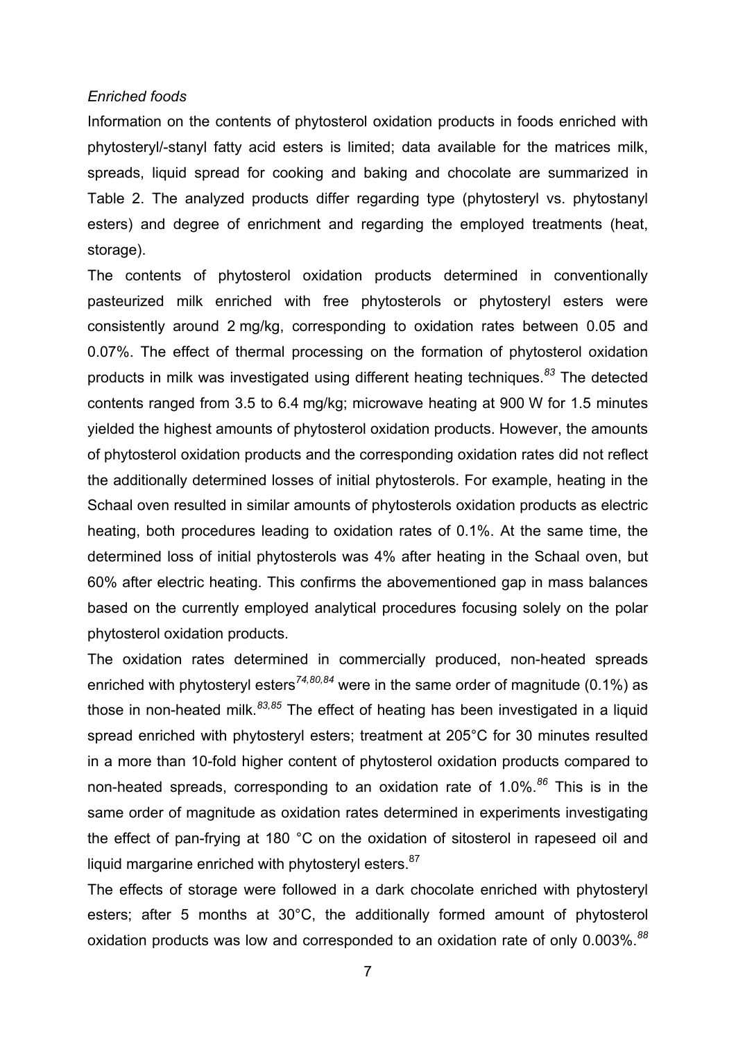*Enriched foods*

Information on the contents of phytosterol oxidation products in foods enriched with phytosteryl/-stanyl fatty acid esters is limited; data available for the matrices milk, spreads, liquid spread for cooking and baking and chocolate are summarized in Table 2. The analyzed products differ regarding type (phytosteryl vs. phytostanyl esters) and degree of enrichment and regarding the employed treatments (heat, storage).

The contents of phytosterol oxidation products determined in conventionally pasteurized milk enriched with free phytosterols or phytosteryl esters were consistently around 2 mg/kg, corresponding to oxidation rates between 0.05 and 0.07%. The effect of thermal processing on the formation of phytosterol oxidation products in milk was investigated using different heating techniques.[83] The detected contents ranged from 3.5 to 6.4 mg/kg; microwave heating at 900 W for 1.5 minutes yielded the highest amounts of phytosterol oxidation products. However, the amounts of phytosterol oxidation products and the corresponding oxidation rates did not reflect the additionally determined losses of initial phytosterols. For example, heating in the Schaal oven resulted in similar amounts of phytosterols oxidation products as electric heating, both procedures leading to oxidation rates of 0.1%. At the same time, the determined loss of initial phytosterols was 4% after heating in the Schaal oven, but 60% after electric heating. This confirms the abovementioned gap in mass balances based on the currently employed analytical procedures focusing solely on the polar phytosterol oxidation products.

The oxidation rates determined in commercially produced, non-heated spreads enriched with phytosteryl esters[74,80,84] were in the same order of magnitude (0.1%) as those in non-heated milk.[83,85] The effect of heating has been investigated in a liquid spread enriched with phytosteryl esters; treatment at 205°C for 30 minutes resulted in a more than 10-fold higher content of phytosterol oxidation products compared to non-heated spreads, corresponding to an oxidation rate of 1.0%.[86] This is in the same order of magnitude as oxidation rates determined in experiments investigating the effect of pan-frying at 180 °C on the oxidation of sitosterol in rapeseed oil and liquid margarine enriched with phytosteryl esters.[87]

The effects of storage were followed in a dark chocolate enriched with phytosteryl esters; after 5 months at 30°C, the additionally formed amount of phytosterol oxidation products was low and corresponded to an oxidation rate of only 0.003%.[88]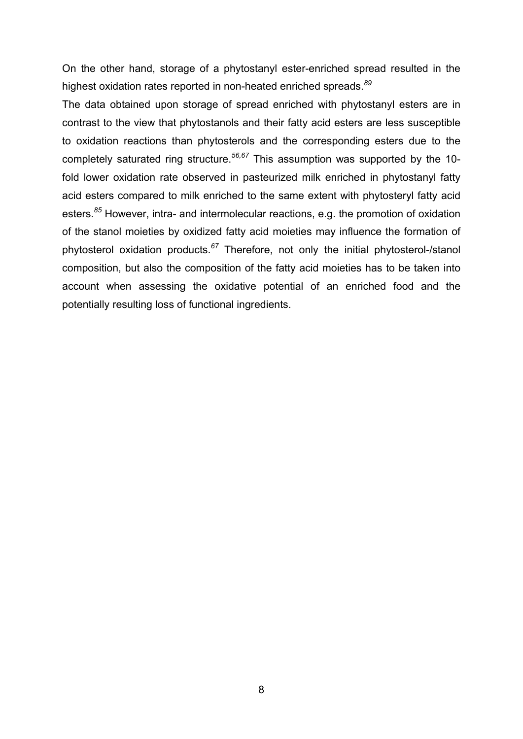On the other hand, storage of a phytostanyl ester-enriched spread resulted in the highest oxidation rates reported in non-heated enriched spreads.[89]

The data obtained upon storage of spread enriched with phytostanyl esters are in contrast to the view that phytostanols and their fatty acid esters are less susceptible to oxidation reactions than phytosterols and the corresponding esters due to the completely saturated ring structure.[56,67] This assumption was supported by the 10-fold lower oxidation rate observed in pasteurized milk enriched in phytostanyl fatty acid esters compared to milk enriched to the same extent with phytosteryl fatty acid esters.[85] However, intra- and intermolecular reactions, e.g. the promotion of oxidation of the stanol moieties by oxidized fatty acid moieties may influence the formation of phytosterol oxidation products.[67] Therefore, not only the initial phytosterol-/stanol composition, but also the composition of the fatty acid moieties has to be taken into account when assessing the oxidative potential of an enriched food and the potentially resulting loss of functional ingredients.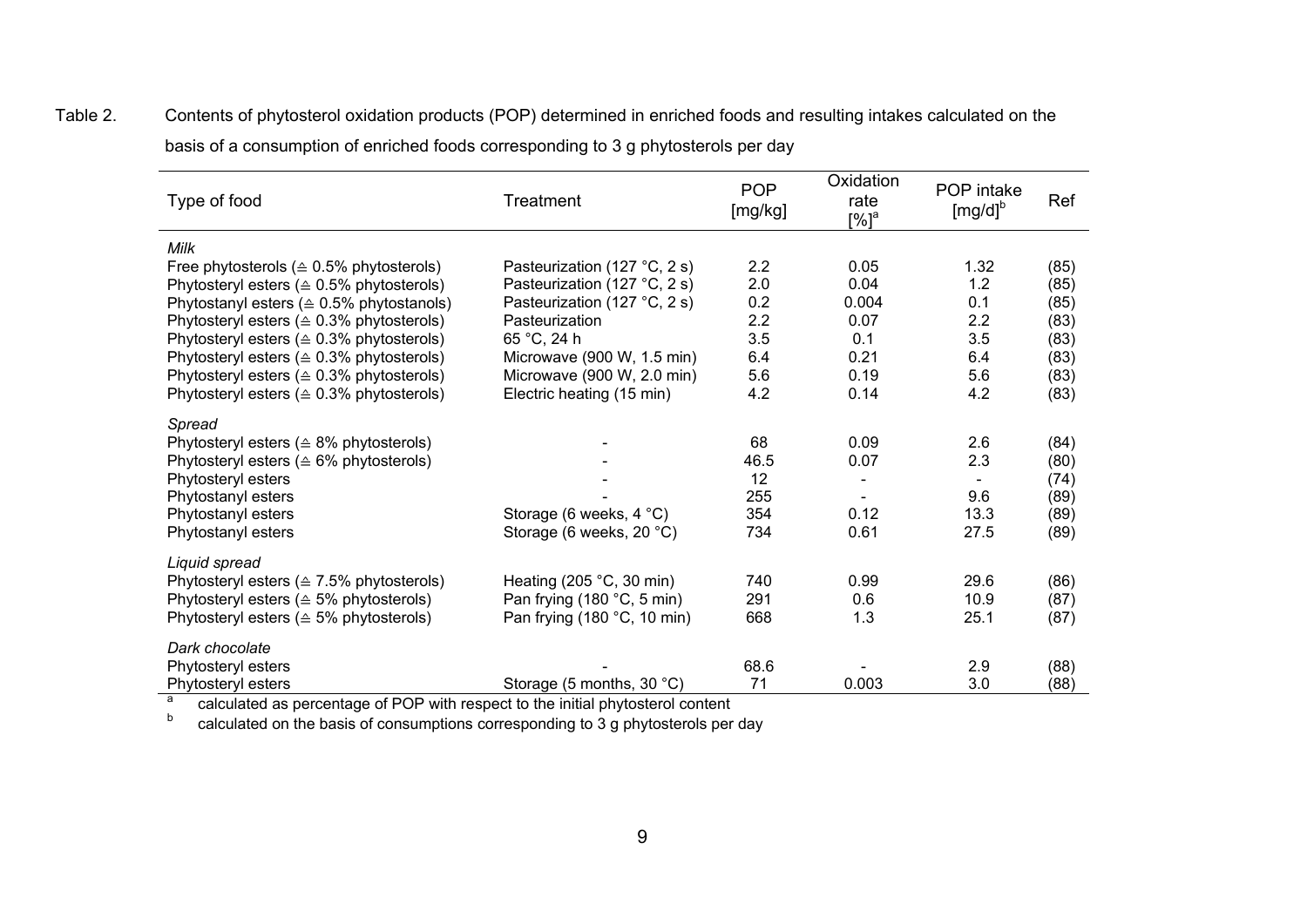Table 2. Contents of phytosterol oxidation products (POP) determined in enriched foods and resulting intakes calculated on the basis of a consumption of enriched foods corresponding to 3 g phytosterols per day

| Type of food | Treatment | POP [mg/kg] | Oxidation rate [%][a] | POP intake [mg/d][b] | Ref |
|---|---|---|---|---|---|
| *Milk* | | | | | |
| Free phytosterols (≙ 0.5% phytosterols) | Pasteurization (127 °C, 2 s) | 2.2 | 0.05 | 1.32 | (85) |
| Phytosteryl esters (≙ 0.5% phytosterols) | Pasteurization (127 °C, 2 s) | 2.0 | 0.04 | 1.2 | (85) |
| Phytostanyl esters (≙ 0.5% phytostanols) | Pasteurization (127 °C, 2 s) | 0.2 | 0.004 | 0.1 | (85) |
| Phytosteryl esters (≙ 0.3% phytosterols) | Pasteurization | 2.2 | 0.07 | 2.2 | (83) |
| Phytosteryl esters (≙ 0.3% phytosterols) | 65 °C, 24 h | 3.5 | 0.1 | 3.5 | (83) |
| Phytosteryl esters (≙ 0.3% phytosterols) | Microwave (900 W, 1.5 min) | 6.4 | 0.21 | 6.4 | (83) |
| Phytosteryl esters (≙ 0.3% phytosterols) | Microwave (900 W, 2.0 min) | 5.6 | 0.19 | 5.6 | (83) |
| Phytosteryl esters (≙ 0.3% phytosterols) | Electric heating (15 min) | 4.2 | 0.14 | 4.2 | (83) |
| *Spread* | | | | | |
| Phytosteryl esters (≙ 8% phytosterols) | - | 68 | 0.09 | 2.6 | (84) |
| Phytosteryl esters (≙ 6% phytosterols) | - | 46.5 | 0.07 | 2.3 | (80) |
| Phytosteryl esters | - | 12 | - | - | (74) |
| Phytostanyl esters | - | 255 | - | 9.6 | (89) |
| Phytostanyl esters | Storage (6 weeks, 4 °C) | 354 | 0.12 | 13.3 | (89) |
| Phytostanyl esters | Storage (6 weeks, 20 °C) | 734 | 0.61 | 27.5 | (89) |
| *Liquid spread* | | | | | |
| Phytosteryl esters (≙ 7.5% phytosterols) | Heating (205 °C, 30 min) | 740 | 0.99 | 29.6 | (86) |
| Phytosteryl esters (≙ 5% phytosterols) | Pan frying (180 °C, 5 min) | 291 | 0.6 | 10.9 | (87) |
| Phytosteryl esters (≙ 5% phytosterols) | Pan frying (180 °C, 10 min) | 668 | 1.3 | 25.1 | (87) |
| *Dark chocolate* | | | | | |
| Phytosteryl esters | - | 68.6 | - | 2.9 | (88) |
| Phytosteryl esters | Storage (5 months, 30 °C) | 71 | 0.003 | 3.0 | (88) |

[a] calculated as percentage of POP with respect to the initial phytosterol content

[b] calculated on the basis of consumptions corresponding to 3 g phytosterols per day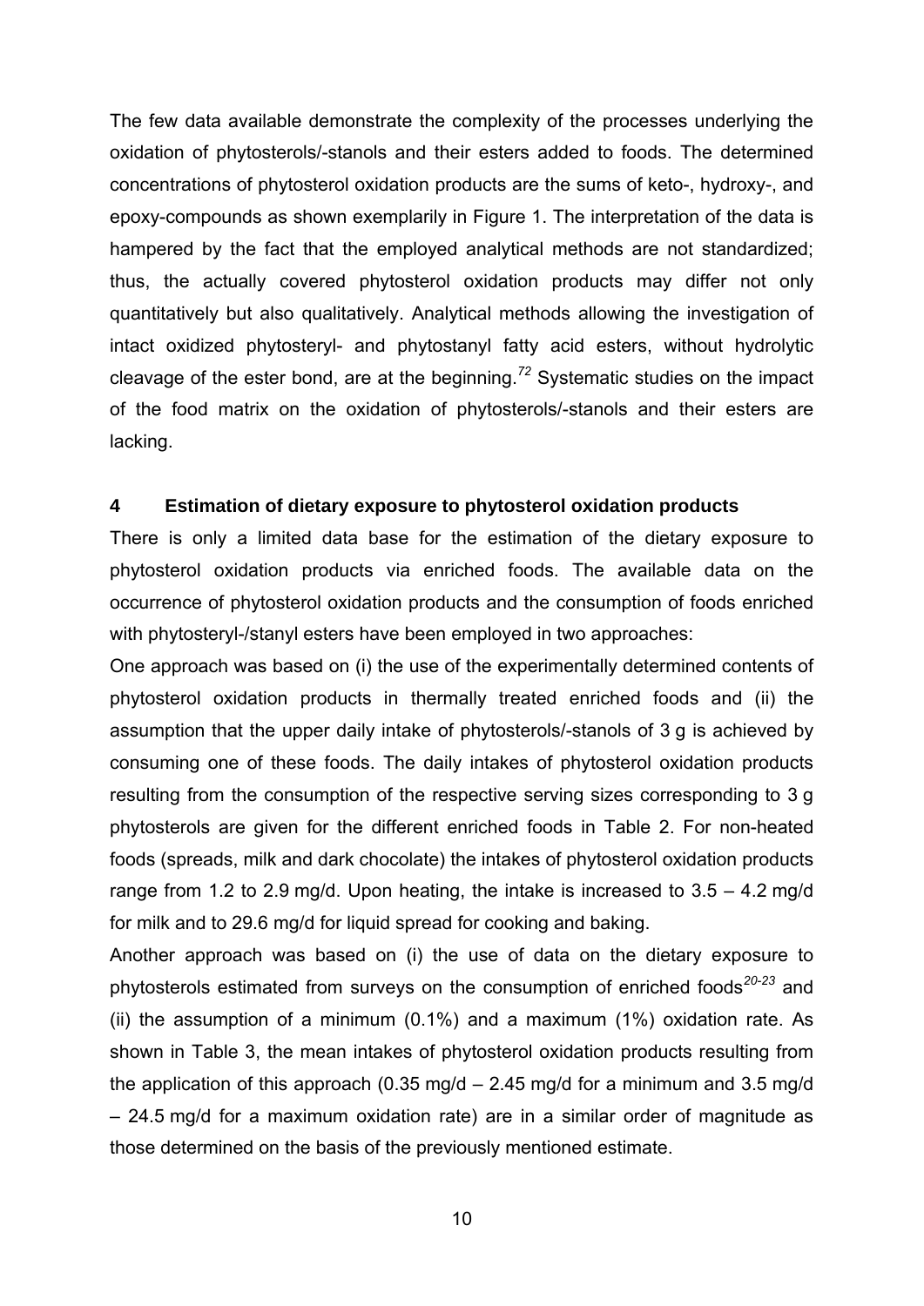The few data available demonstrate the complexity of the processes underlying the oxidation of phytosterols/-stanols and their esters added to foods. The determined concentrations of phytosterol oxidation products are the sums of keto-, hydroxy-, and epoxy-compounds as shown exemplarily in Figure 1. The interpretation of the data is hampered by the fact that the employed analytical methods are not standardized; thus, the actually covered phytosterol oxidation products may differ not only quantitatively but also qualitatively. Analytical methods allowing the investigation of intact oxidized phytosteryl- and phytostanyl fatty acid esters, without hydrolytic cleavage of the ester bond, are at the beginning.[72] Systematic studies on the impact of the food matrix on the oxidation of phytosterols/-stanols and their esters are lacking.

## 4 Estimation of dietary exposure to phytosterol oxidation products

There is only a limited data base for the estimation of the dietary exposure to phytosterol oxidation products via enriched foods. The available data on the occurrence of phytosterol oxidation products and the consumption of foods enriched with phytosteryl-/stanyl esters have been employed in two approaches:

One approach was based on (i) the use of the experimentally determined contents of phytosterol oxidation products in thermally treated enriched foods and (ii) the assumption that the upper daily intake of phytosterols/-stanols of 3 g is achieved by consuming one of these foods. The daily intakes of phytosterol oxidation products resulting from the consumption of the respective serving sizes corresponding to 3 g phytosterols are given for the different enriched foods in Table 2. For non-heated foods (spreads, milk and dark chocolate) the intakes of phytosterol oxidation products range from 1.2 to 2.9 mg/d. Upon heating, the intake is increased to 3.5 – 4.2 mg/d for milk and to 29.6 mg/d for liquid spread for cooking and baking.

Another approach was based on (i) the use of data on the dietary exposure to phytosterols estimated from surveys on the consumption of enriched foods[20-23] and (ii) the assumption of a minimum (0.1%) and a maximum (1%) oxidation rate. As shown in Table 3, the mean intakes of phytosterol oxidation products resulting from the application of this approach (0.35 mg/d – 2.45 mg/d for a minimum and 3.5 mg/d – 24.5 mg/d for a maximum oxidation rate) are in a similar order of magnitude as those determined on the basis of the previously mentioned estimate.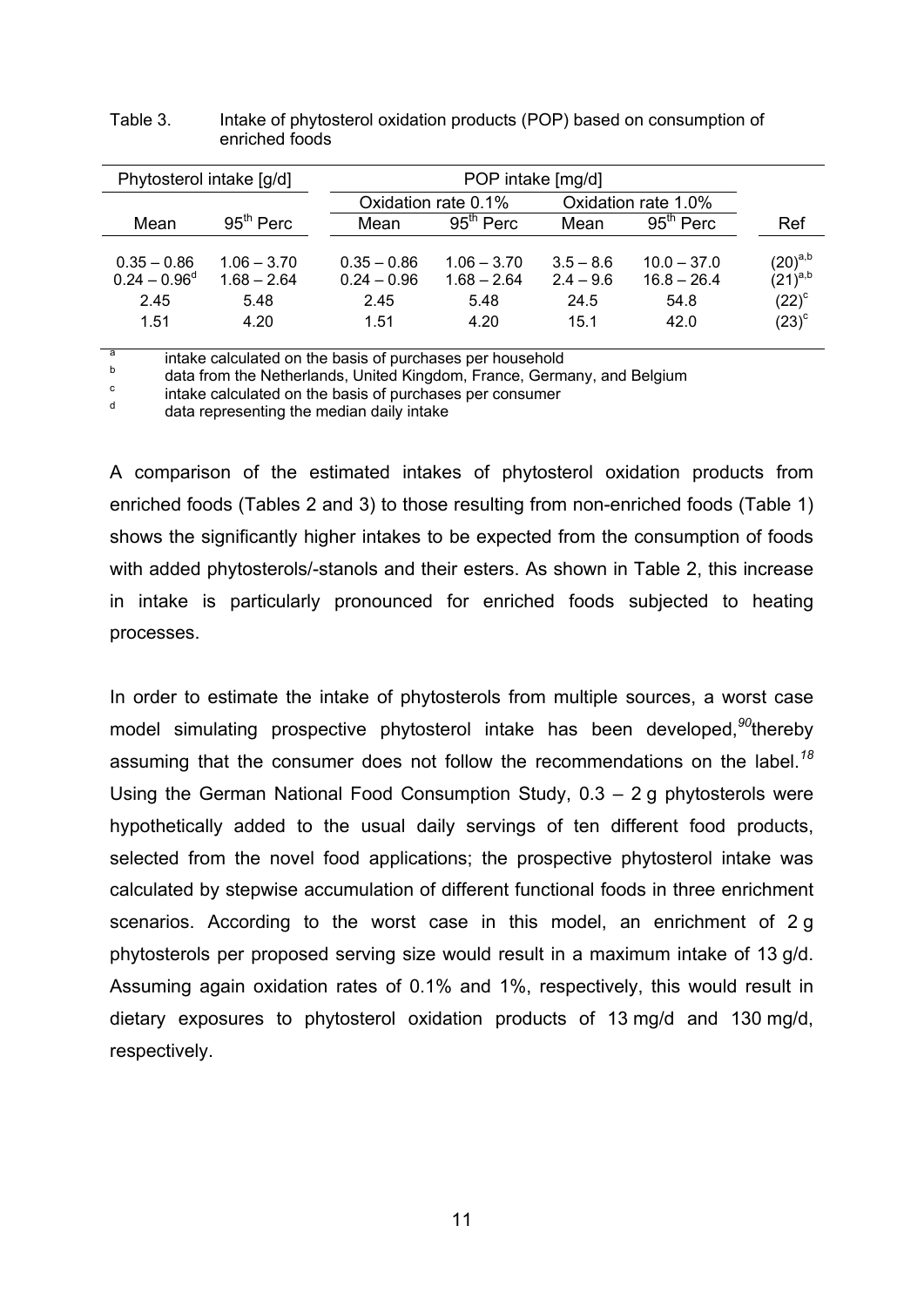Table 3. Intake of phytosterol oxidation products (POP) based on consumption of enriched foods

| Phytosterol intake [g/d] | | POP intake [mg/d] | | | | |
|---|---|---|---|---|---|---|
| | | Oxidation rate 0.1% | | Oxidation rate 1.0% | | |
| Mean | 95th Perc | Mean | 95th Perc | Mean | 95th Perc | Ref |
| 0.35 – 0.86 | 1.06 – 3.70 | 0.35 – 0.86 | 1.06 – 3.70 | 3.5 – 8.6 | 10.0 – 37.0 | (20)[a,b] |
| 0.24 – 0.96[d] | 1.68 – 2.64 | 0.24 – 0.96 | 1.68 – 2.64 | 2.4 – 9.6 | 16.8 – 26.4 | (21)[a,b] |
| 2.45 | 5.48 | 2.45 | 5.48 | 24.5 | 54.8 | (22)[c] |
| 1.51 | 4.20 | 1.51 | 4.20 | 15.1 | 42.0 | (23)[c] |

[a] intake calculated on the basis of purchases per household
[b] data from the Netherlands, United Kingdom, France, Germany, and Belgium
[c] intake calculated on the basis of purchases per consumer
[d] data representing the median daily intake

A comparison of the estimated intakes of phytosterol oxidation products from enriched foods (Tables 2 and 3) to those resulting from non-enriched foods (Table 1) shows the significantly higher intakes to be expected from the consumption of foods with added phytosterols/-stanols and their esters. As shown in Table 2, this increase in intake is particularly pronounced for enriched foods subjected to heating processes.

In order to estimate the intake of phytosterols from multiple sources, a worst case model simulating prospective phytosterol intake has been developed,[90]thereby assuming that the consumer does not follow the recommendations on the label.[18] Using the German National Food Consumption Study, 0.3 – 2 g phytosterols were hypothetically added to the usual daily servings of ten different food products, selected from the novel food applications; the prospective phytosterol intake was calculated by stepwise accumulation of different functional foods in three enrichment scenarios. According to the worst case in this model, an enrichment of 2 g phytosterols per proposed serving size would result in a maximum intake of 13 g/d. Assuming again oxidation rates of 0.1% and 1%, respectively, this would result in dietary exposures to phytosterol oxidation products of 13 mg/d and 130 mg/d, respectively.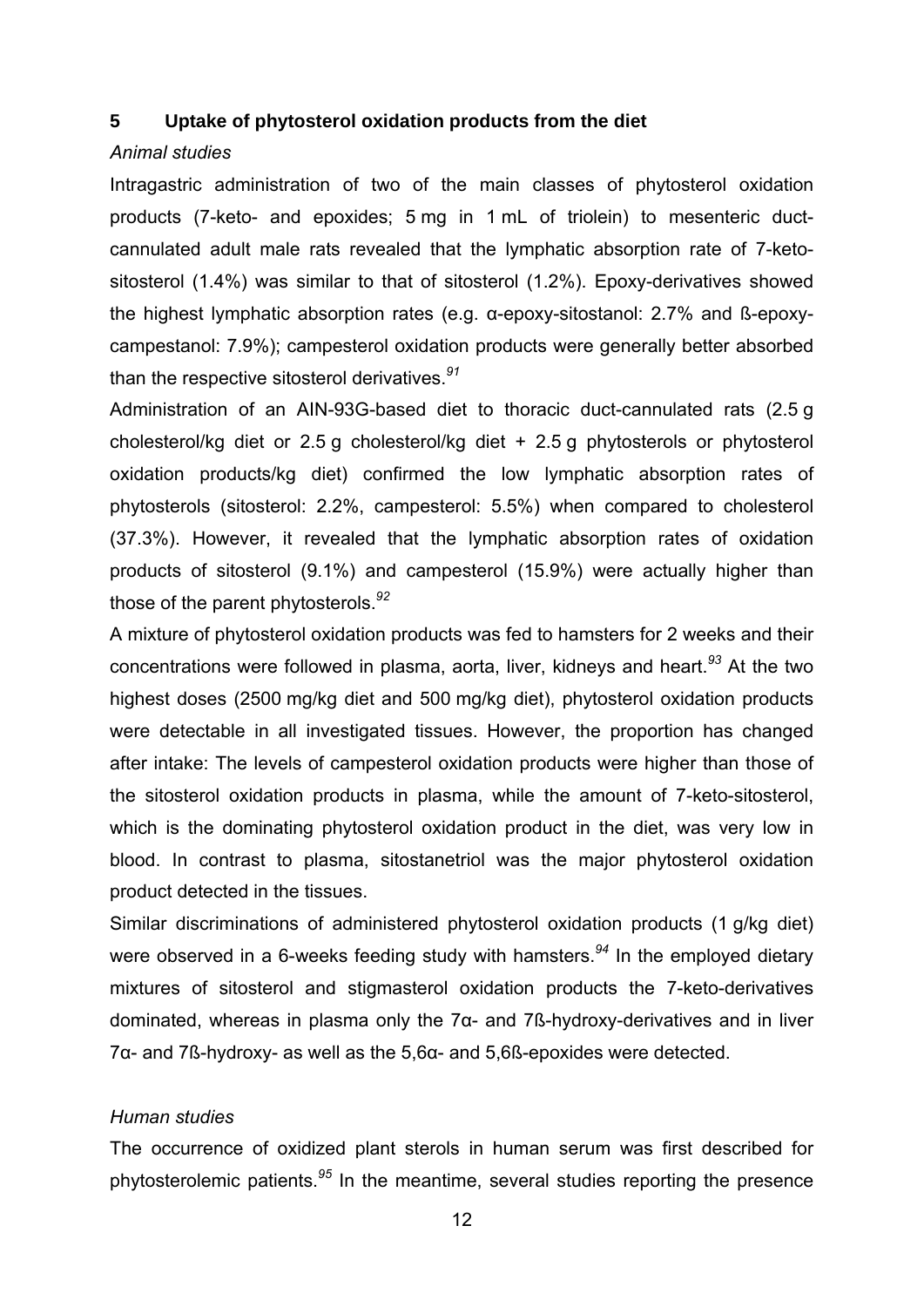## 5 Uptake of phytosterol oxidation products from the diet

*Animal studies*

Intragastric administration of two of the main classes of phytosterol oxidation products (7-keto- and epoxides; 5 mg in 1 mL of triolein) to mesenteric duct-cannulated adult male rats revealed that the lymphatic absorption rate of 7-keto-sitosterol (1.4%) was similar to that of sitosterol (1.2%). Epoxy-derivatives showed the highest lymphatic absorption rates (e.g. α-epoxy-sitostanol: 2.7% and ß-epoxy-campestanol: 7.9%); campesterol oxidation products were generally better absorbed than the respective sitosterol derivatives.[91]

Administration of an AIN-93G-based diet to thoracic duct-cannulated rats (2.5 g cholesterol/kg diet or 2.5 g cholesterol/kg diet + 2.5 g phytosterols or phytosterol oxidation products/kg diet) confirmed the low lymphatic absorption rates of phytosterols (sitosterol: 2.2%, campesterol: 5.5%) when compared to cholesterol (37.3%). However, it revealed that the lymphatic absorption rates of oxidation products of sitosterol (9.1%) and campesterol (15.9%) were actually higher than those of the parent phytosterols.[92]

A mixture of phytosterol oxidation products was fed to hamsters for 2 weeks and their concentrations were followed in plasma, aorta, liver, kidneys and heart.[93] At the two highest doses (2500 mg/kg diet and 500 mg/kg diet), phytosterol oxidation products were detectable in all investigated tissues. However, the proportion has changed after intake: The levels of campesterol oxidation products were higher than those of the sitosterol oxidation products in plasma, while the amount of 7-keto-sitosterol, which is the dominating phytosterol oxidation product in the diet, was very low in blood. In contrast to plasma, sitostanetriol was the major phytosterol oxidation product detected in the tissues.

Similar discriminations of administered phytosterol oxidation products (1 g/kg diet) were observed in a 6-weeks feeding study with hamsters.[94] In the employed dietary mixtures of sitosterol and stigmasterol oxidation products the 7-keto-derivatives dominated, whereas in plasma only the 7α- and 7ß-hydroxy-derivatives and in liver 7α- and 7ß-hydroxy- as well as the 5,6α- and 5,6ß-epoxides were detected.

*Human studies*

The occurrence of oxidized plant sterols in human serum was first described for phytosterolemic patients.[95] In the meantime, several studies reporting the presence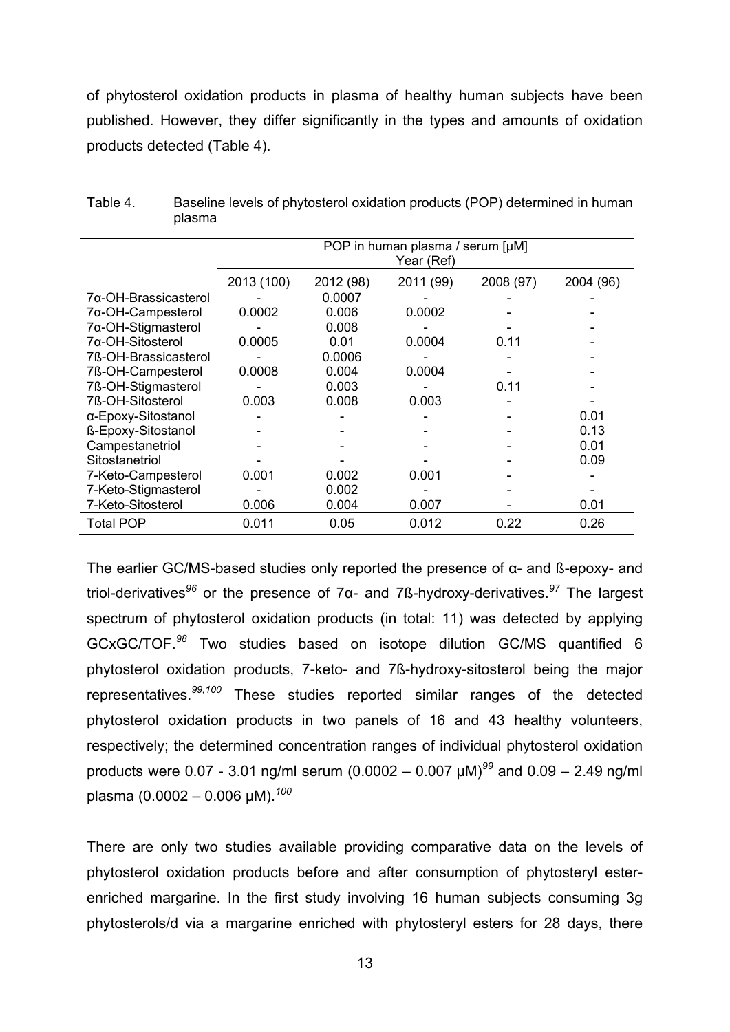of phytosterol oxidation products in plasma of healthy human subjects have been published. However, they differ significantly in the types and amounts of oxidation products detected (Table 4).

Table 4. Baseline levels of phytosterol oxidation products (POP) determined in human plasma

| | POP in human plasma / serum [µM] Year (Ref) | | | | |
|---|---|---|---|---|---|
| | 2013 (100) | 2012 (98) | 2011 (99) | 2008 (97) | 2004 (96) |
| 7α-OH-Brassicasterol | - | 0.0007 | - | - | - |
| 7α-OH-Campesterol | 0.0002 | 0.006 | 0.0002 | - | - |
| 7α-OH-Stigmasterol | - | 0.008 | - | - | - |
| 7α-OH-Sitosterol | 0.0005 | 0.01 | 0.0004 | 0.11 | - |
| 7ß-OH-Brassicasterol | - | 0.0006 | - | - | - |
| 7ß-OH-Campesterol | 0.0008 | 0.004 | 0.0004 | - | - |
| 7ß-OH-Stigmasterol | - | 0.003 | - | 0.11 | - |
| 7ß-OH-Sitosterol | 0.003 | 0.008 | 0.003 | - | - |
| α-Epoxy-Sitostanol | - | - | - | - | 0.01 |
| ß-Epoxy-Sitostanol | - | - | - | - | 0.13 |
| Campestanetriol | - | - | - | - | 0.01 |
| Sitostanetriol | - | - | - | - | 0.09 |
| 7-Keto-Campesterol | 0.001 | 0.002 | 0.001 | - | - |
| 7-Keto-Stigmasterol | - | 0.002 | - | - | - |
| 7-Keto-Sitosterol | 0.006 | 0.004 | 0.007 | - | 0.01 |
| Total POP | 0.011 | 0.05 | 0.012 | 0.22 | 0.26 |

The earlier GC/MS-based studies only reported the presence of α- and ß-epoxy- and triol-derivatives[96] or the presence of 7α- and 7ß-hydroxy-derivatives.[97] The largest spectrum of phytosterol oxidation products (in total: 11) was detected by applying GCxGC/TOF.[98] Two studies based on isotope dilution GC/MS quantified 6 phytosterol oxidation products, 7-keto- and 7ß-hydroxy-sitosterol being the major representatives.[99,100] These studies reported similar ranges of the detected phytosterol oxidation products in two panels of 16 and 43 healthy volunteers, respectively; the determined concentration ranges of individual phytosterol oxidation products were 0.07 - 3.01 ng/ml serum (0.0002 – 0.007 µM)[99] and 0.09 – 2.49 ng/ml plasma (0.0002 – 0.006 µM).[100]

There are only two studies available providing comparative data on the levels of phytosterol oxidation products before and after consumption of phytosteryl ester-enriched margarine. In the first study involving 16 human subjects consuming 3g phytosterols/d via a margarine enriched with phytosteryl esters for 28 days, there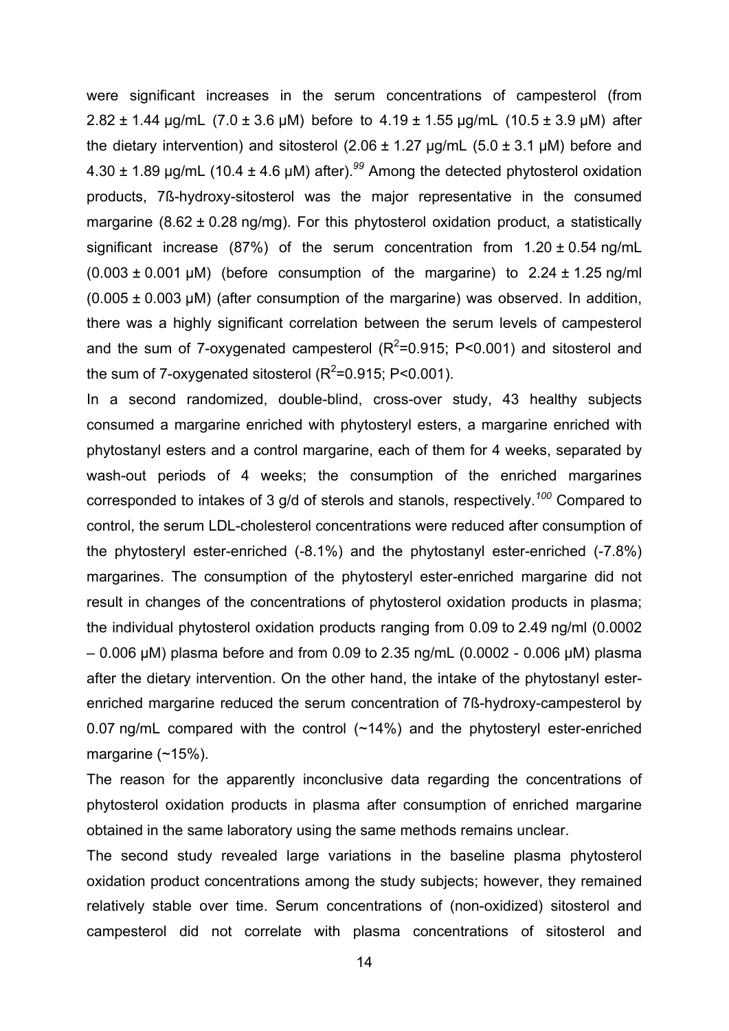were significant increases in the serum concentrations of campesterol (from 2.82 ± 1.44 µg/mL (7.0 ± 3.6 µM) before to 4.19 ± 1.55 µg/mL (10.5 ± 3.9 µM) after the dietary intervention) and sitosterol (2.06 ± 1.27 µg/mL (5.0 ± 3.1 µM) before and 4.30 ± 1.89 µg/mL (10.4 ± 4.6 µM) after).[99] Among the detected phytosterol oxidation products, 7ß-hydroxy-sitosterol was the major representative in the consumed margarine (8.62 ± 0.28 ng/mg). For this phytosterol oxidation product, a statistically significant increase (87%) of the serum concentration from 1.20 ± 0.54 ng/mL (0.003 ± 0.001 µM) (before consumption of the margarine) to 2.24 ± 1.25 ng/ml (0.005 ± 0.003 µM) (after consumption of the margarine) was observed. In addition, there was a highly significant correlation between the serum levels of campesterol and the sum of 7-oxygenated campesterol ($R^2$=0.915; $P<0.001$) and sitosterol and the sum of 7-oxygenated sitosterol ($R^2$=0.915; $P<0.001$).

In a second randomized, double-blind, cross-over study, 43 healthy subjects consumed a margarine enriched with phytosteryl esters, a margarine enriched with phytostanyl esters and a control margarine, each of them for 4 weeks, separated by wash-out periods of 4 weeks; the consumption of the enriched margarines corresponded to intakes of 3 g/d of sterols and stanols, respectively.[100] Compared to control, the serum LDL-cholesterol concentrations were reduced after consumption of the phytosteryl ester-enriched (-8.1%) and the phytostanyl ester-enriched (-7.8%) margarines. The consumption of the phytosteryl ester-enriched margarine did not result in changes of the concentrations of phytosterol oxidation products in plasma; the individual phytosterol oxidation products ranging from 0.09 to 2.49 ng/ml (0.0002 – 0.006 µM) plasma before and from 0.09 to 2.35 ng/mL (0.0002 - 0.006 µM) plasma after the dietary intervention. On the other hand, the intake of the phytostanyl ester-enriched margarine reduced the serum concentration of 7ß-hydroxy-campesterol by 0.07 ng/mL compared with the control (~14%) and the phytosteryl ester-enriched margarine (~15%).

The reason for the apparently inconclusive data regarding the concentrations of phytosterol oxidation products in plasma after consumption of enriched margarine obtained in the same laboratory using the same methods remains unclear.

The second study revealed large variations in the baseline plasma phytosterol oxidation product concentrations among the study subjects; however, they remained relatively stable over time. Serum concentrations of (non-oxidized) sitosterol and campesterol did not correlate with plasma concentrations of sitosterol and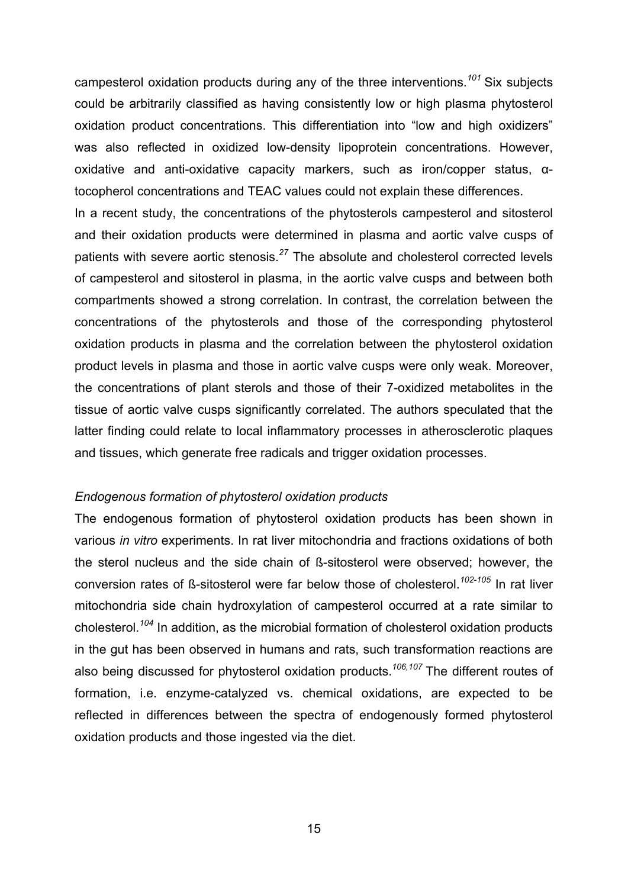campesterol oxidation products during any of the three interventions.[101] Six subjects could be arbitrarily classified as having consistently low or high plasma phytosterol oxidation product concentrations. This differentiation into "low and high oxidizers" was also reflected in oxidized low-density lipoprotein concentrations. However, oxidative and anti-oxidative capacity markers, such as iron/copper status, α-tocopherol concentrations and TEAC values could not explain these differences.

In a recent study, the concentrations of the phytosterols campesterol and sitosterol and their oxidation products were determined in plasma and aortic valve cusps of patients with severe aortic stenosis.[27] The absolute and cholesterol corrected levels of campesterol and sitosterol in plasma, in the aortic valve cusps and between both compartments showed a strong correlation. In contrast, the correlation between the concentrations of the phytosterols and those of the corresponding phytosterol oxidation products in plasma and the correlation between the phytosterol oxidation product levels in plasma and those in aortic valve cusps were only weak. Moreover, the concentrations of plant sterols and those of their 7-oxidized metabolites in the tissue of aortic valve cusps significantly correlated. The authors speculated that the latter finding could relate to local inflammatory processes in atherosclerotic plaques and tissues, which generate free radicals and trigger oxidation processes.

*Endogenous formation of phytosterol oxidation products*

The endogenous formation of phytosterol oxidation products has been shown in various *in vitro* experiments. In rat liver mitochondria and fractions oxidations of both the sterol nucleus and the side chain of ß-sitosterol were observed; however, the conversion rates of ß-sitosterol were far below those of cholesterol.[102-105] In rat liver mitochondria side chain hydroxylation of campesterol occurred at a rate similar to cholesterol.[104] In addition, as the microbial formation of cholesterol oxidation products in the gut has been observed in humans and rats, such transformation reactions are also being discussed for phytosterol oxidation products.[106,107] The different routes of formation, i.e. enzyme-catalyzed vs. chemical oxidations, are expected to be reflected in differences between the spectra of endogenously formed phytosterol oxidation products and those ingested via the diet.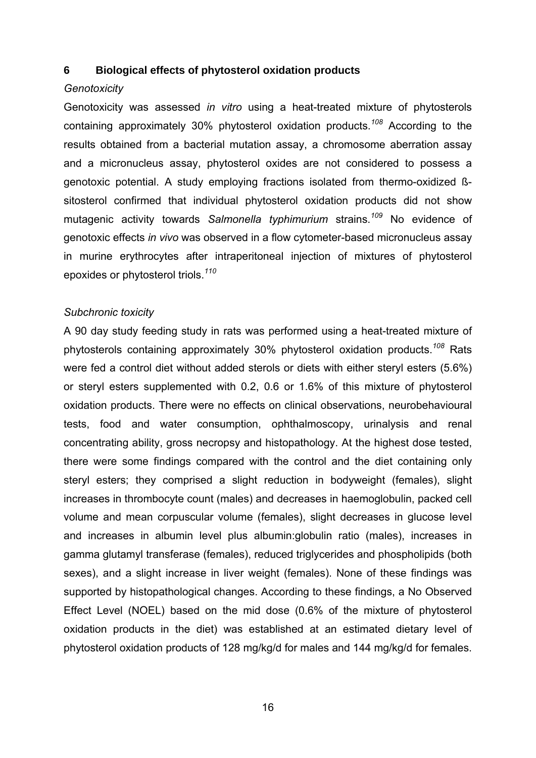## 6 Biological effects of phytosterol oxidation products

*Genotoxicity*

Genotoxicity was assessed *in vitro* using a heat-treated mixture of phytosterols containing approximately 30% phytosterol oxidation products.[108] According to the results obtained from a bacterial mutation assay, a chromosome aberration assay and a micronucleus assay, phytosterol oxides are not considered to possess a genotoxic potential. A study employing fractions isolated from thermo-oxidized ß-sitosterol confirmed that individual phytosterol oxidation products did not show mutagenic activity towards *Salmonella typhimurium* strains.[109] No evidence of genotoxic effects *in vivo* was observed in a flow cytometer-based micronucleus assay in murine erythrocytes after intraperitoneal injection of mixtures of phytosterol epoxides or phytosterol triols.[110]

*Subchronic toxicity*

A 90 day study feeding study in rats was performed using a heat-treated mixture of phytosterols containing approximately 30% phytosterol oxidation products.[108] Rats were fed a control diet without added sterols or diets with either steryl esters (5.6%) or steryl esters supplemented with 0.2, 0.6 or 1.6% of this mixture of phytosterol oxidation products. There were no effects on clinical observations, neurobehavioural tests, food and water consumption, ophthalmoscopy, urinalysis and renal concentrating ability, gross necropsy and histopathology. At the highest dose tested, there were some findings compared with the control and the diet containing only steryl esters; they comprised a slight reduction in bodyweight (females), slight increases in thrombocyte count (males) and decreases in haemoglobulin, packed cell volume and mean corpuscular volume (females), slight decreases in glucose level and increases in albumin level plus albumin:globulin ratio (males), increases in gamma glutamyl transferase (females), reduced triglycerides and phospholipids (both sexes), and a slight increase in liver weight (females). None of these findings was supported by histopathological changes. According to these findings, a No Observed Effect Level (NOEL) based on the mid dose (0.6% of the mixture of phytosterol oxidation products in the diet) was established at an estimated dietary level of phytosterol oxidation products of 128 mg/kg/d for males and 144 mg/kg/d for females.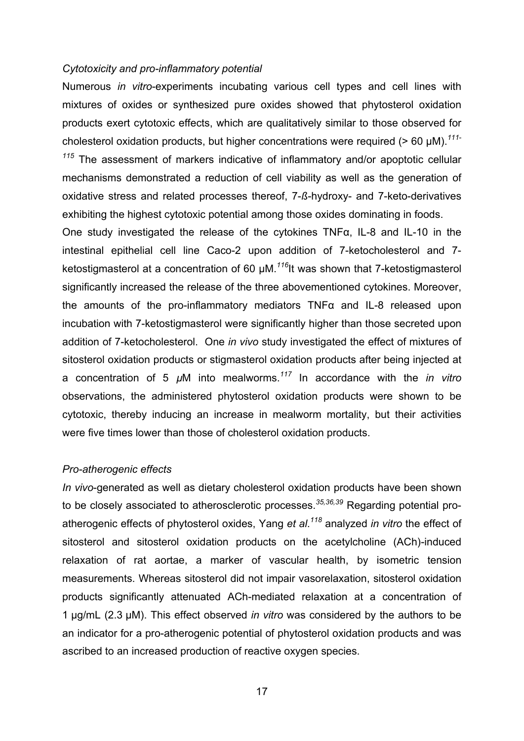*Cytotoxicity and pro-inflammatory potential*

Numerous *in vitro*-experiments incubating various cell types and cell lines with mixtures of oxides or synthesized pure oxides showed that phytosterol oxidation products exert cytotoxic effects, which are qualitatively similar to those observed for cholesterol oxidation products, but higher concentrations were required (> 60 µM).[111-115] The assessment of markers indicative of inflammatory and/or apoptotic cellular mechanisms demonstrated a reduction of cell viability as well as the generation of oxidative stress and related processes thereof, 7-ß-hydroxy- and 7-keto-derivatives exhibiting the highest cytotoxic potential among those oxides dominating in foods.

One study investigated the release of the cytokines TNFα, IL-8 and IL-10 in the intestinal epithelial cell line Caco-2 upon addition of 7-ketocholesterol and 7-ketostigmasterol at a concentration of 60 µM.[116]It was shown that 7-ketostigmasterol significantly increased the release of the three abovementioned cytokines. Moreover, the amounts of the pro-inflammatory mediators TNFα and IL-8 released upon incubation with 7-ketostigmasterol were significantly higher than those secreted upon addition of 7-ketocholesterol. One *in vivo* study investigated the effect of mixtures of sitosterol oxidation products or stigmasterol oxidation products after being injected at a concentration of 5 *µ*M into mealworms.[117] In accordance with the *in vitro* observations, the administered phytosterol oxidation products were shown to be cytotoxic, thereby inducing an increase in mealworm mortality, but their activities were five times lower than those of cholesterol oxidation products.

*Pro-atherogenic effects*

*In vivo*-generated as well as dietary cholesterol oxidation products have been shown to be closely associated to atherosclerotic processes.[35,36,39] Regarding potential pro-atherogenic effects of phytosterol oxides, Yang *et al*.[118] analyzed *in vitro* the effect of sitosterol and sitosterol oxidation products on the acetylcholine (ACh)-induced relaxation of rat aortae, a marker of vascular health, by isometric tension measurements. Whereas sitosterol did not impair vasorelaxation, sitosterol oxidation products significantly attenuated ACh-mediated relaxation at a concentration of 1 µg/mL (2.3 µM). This effect observed *in vitro* was considered by the authors to be an indicator for a pro-atherogenic potential of phytosterol oxidation products and was ascribed to an increased production of reactive oxygen species.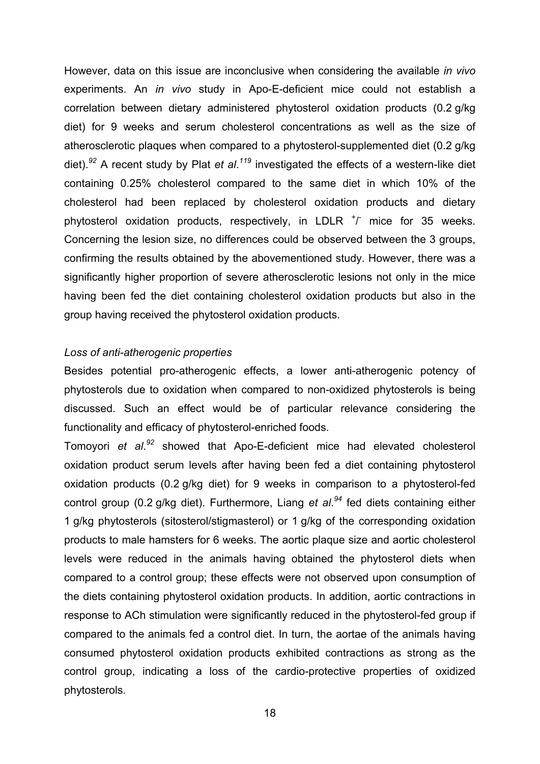However, data on this issue are inconclusive when considering the available *in vivo* experiments. An *in vivo* study in Apo-E-deficient mice could not establish a correlation between dietary administered phytosterol oxidation products (0.2 g/kg diet) for 9 weeks and serum cholesterol concentrations as well as the size of atherosclerotic plaques when compared to a phytosterol-supplemented diet (0.2 g/kg diet).[92] A recent study by Plat *et al*.[119] investigated the effects of a western-like diet containing 0.25% cholesterol compared to the same diet in which 10% of the cholesterol had been replaced by cholesterol oxidation products and dietary phytosterol oxidation products, respectively, in LDLR $^{+/-}$ mice for 35 weeks. Concerning the lesion size, no differences could be observed between the 3 groups, confirming the results obtained by the abovementioned study. However, there was a significantly higher proportion of severe atherosclerotic lesions not only in the mice having been fed the diet containing cholesterol oxidation products but also in the group having received the phytosterol oxidation products.

*Loss of anti-atherogenic properties*

Besides potential pro-atherogenic effects, a lower anti-atherogenic potency of phytosterols due to oxidation when compared to non-oxidized phytosterols is being discussed. Such an effect would be of particular relevance considering the functionality and efficacy of phytosterol-enriched foods.

Tomoyori *et al*.[92] showed that Apo-E-deficient mice had elevated cholesterol oxidation product serum levels after having been fed a diet containing phytosterol oxidation products (0.2 g/kg diet) for 9 weeks in comparison to a phytosterol-fed control group (0.2 g/kg diet). Furthermore, Liang *et al.*[94] fed diets containing either 1 g/kg phytosterols (sitosterol/stigmasterol) or 1 g/kg of the corresponding oxidation products to male hamsters for 6 weeks. The aortic plaque size and aortic cholesterol levels were reduced in the animals having obtained the phytosterol diets when compared to a control group; these effects were not observed upon consumption of the diets containing phytosterol oxidation products. In addition, aortic contractions in response to ACh stimulation were significantly reduced in the phytosterol-fed group if compared to the animals fed a control diet. In turn, the aortae of the animals having consumed phytosterol oxidation products exhibited contractions as strong as the control group, indicating a loss of the cardio-protective properties of oxidized phytosterols.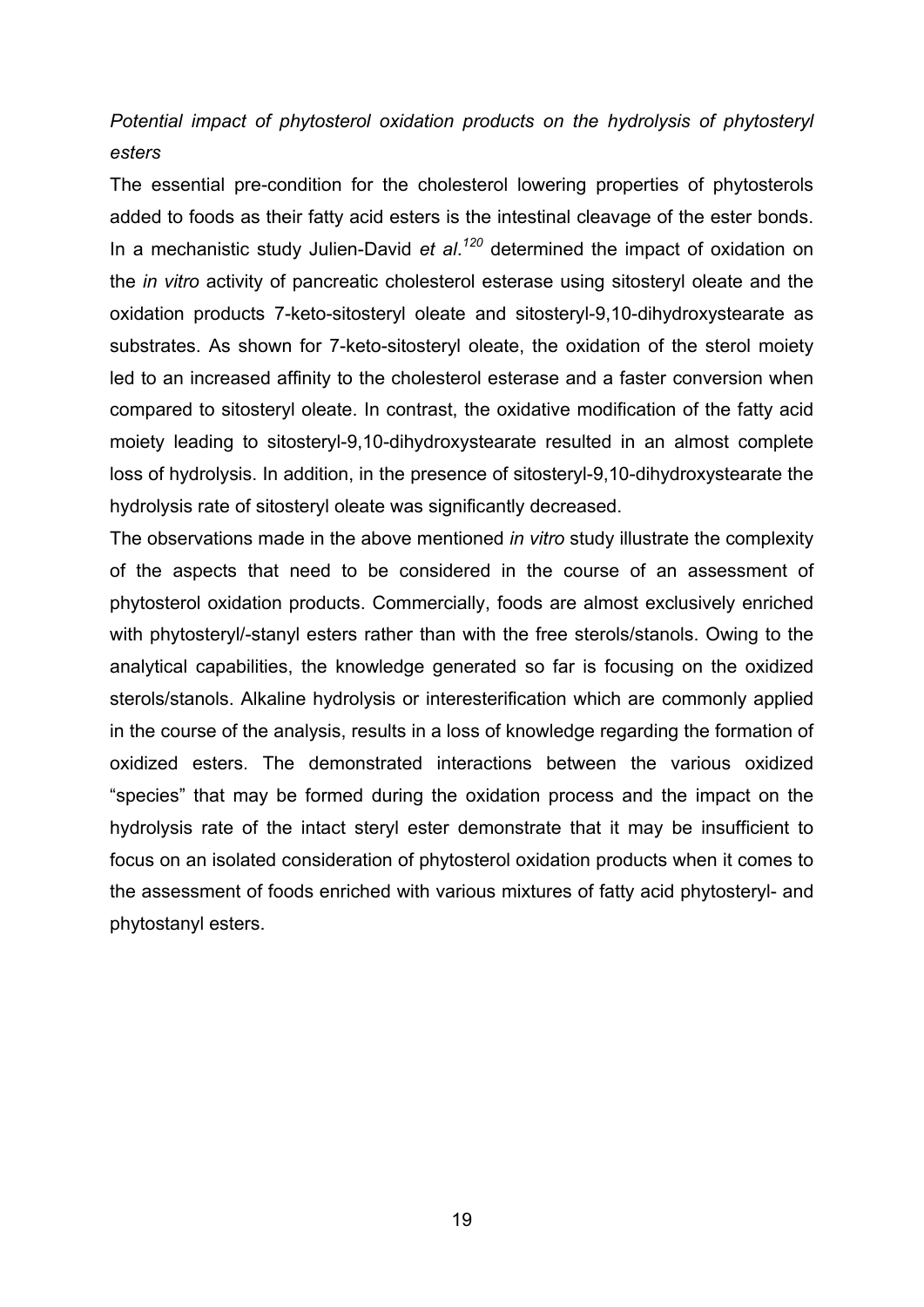*Potential impact of phytosterol oxidation products on the hydrolysis of phytosteryl esters*

The essential pre-condition for the cholesterol lowering properties of phytosterols added to foods as their fatty acid esters is the intestinal cleavage of the ester bonds. In a mechanistic study Julien-David *et al.*[120] determined the impact of oxidation on the *in vitro* activity of pancreatic cholesterol esterase using sitosteryl oleate and the oxidation products 7-keto-sitosteryl oleate and sitosteryl-9,10-dihydroxystearate as substrates. As shown for 7-keto-sitosteryl oleate, the oxidation of the sterol moiety led to an increased affinity to the cholesterol esterase and a faster conversion when compared to sitosteryl oleate. In contrast, the oxidative modification of the fatty acid moiety leading to sitosteryl-9,10-dihydroxystearate resulted in an almost complete loss of hydrolysis. In addition, in the presence of sitosteryl-9,10-dihydroxystearate the hydrolysis rate of sitosteryl oleate was significantly decreased.

The observations made in the above mentioned *in vitro* study illustrate the complexity of the aspects that need to be considered in the course of an assessment of phytosterol oxidation products. Commercially, foods are almost exclusively enriched with phytosteryl/-stanyl esters rather than with the free sterols/stanols. Owing to the analytical capabilities, the knowledge generated so far is focusing on the oxidized sterols/stanols. Alkaline hydrolysis or interesterification which are commonly applied in the course of the analysis, results in a loss of knowledge regarding the formation of oxidized esters. The demonstrated interactions between the various oxidized "species" that may be formed during the oxidation process and the impact on the hydrolysis rate of the intact steryl ester demonstrate that it may be insufficient to focus on an isolated consideration of phytosterol oxidation products when it comes to the assessment of foods enriched with various mixtures of fatty acid phytosteryl- and phytostanyl esters.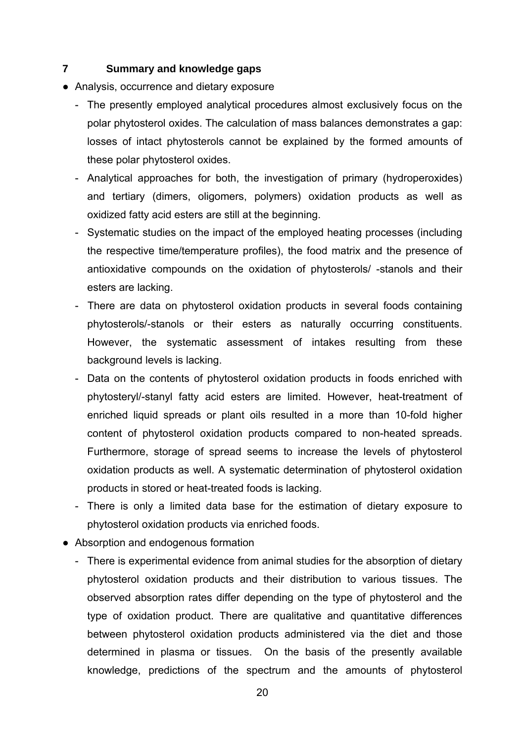## 7 Summary and knowledge gaps

- Analysis, occurrence and dietary exposure
  - The presently employed analytical procedures almost exclusively focus on the polar phytosterol oxides. The calculation of mass balances demonstrates a gap: losses of intact phytosterols cannot be explained by the formed amounts of these polar phytosterol oxides.
  - Analytical approaches for both, the investigation of primary (hydroperoxides) and tertiary (dimers, oligomers, polymers) oxidation products as well as oxidized fatty acid esters are still at the beginning.
  - Systematic studies on the impact of the employed heating processes (including the respective time/temperature profiles), the food matrix and the presence of antioxidative compounds on the oxidation of phytosterols/ -stanols and their esters are lacking.
  - There are data on phytosterol oxidation products in several foods containing phytosterols/-stanols or their esters as naturally occurring constituents. However, the systematic assessment of intakes resulting from these background levels is lacking.
  - Data on the contents of phytosterol oxidation products in foods enriched with phytosteryl/-stanyl fatty acid esters are limited. However, heat-treatment of enriched liquid spreads or plant oils resulted in a more than 10-fold higher content of phytosterol oxidation products compared to non-heated spreads. Furthermore, storage of spread seems to increase the levels of phytosterol oxidation products as well. A systematic determination of phytosterol oxidation products in stored or heat-treated foods is lacking.
  - There is only a limited data base for the estimation of dietary exposure to phytosterol oxidation products via enriched foods.
- Absorption and endogenous formation
  - There is experimental evidence from animal studies for the absorption of dietary phytosterol oxidation products and their distribution to various tissues. The observed absorption rates differ depending on the type of phytosterol and the type of oxidation product. There are qualitative and quantitative differences between phytosterol oxidation products administered via the diet and those determined in plasma or tissues. On the basis of the presently available knowledge, predictions of the spectrum and the amounts of phytosterol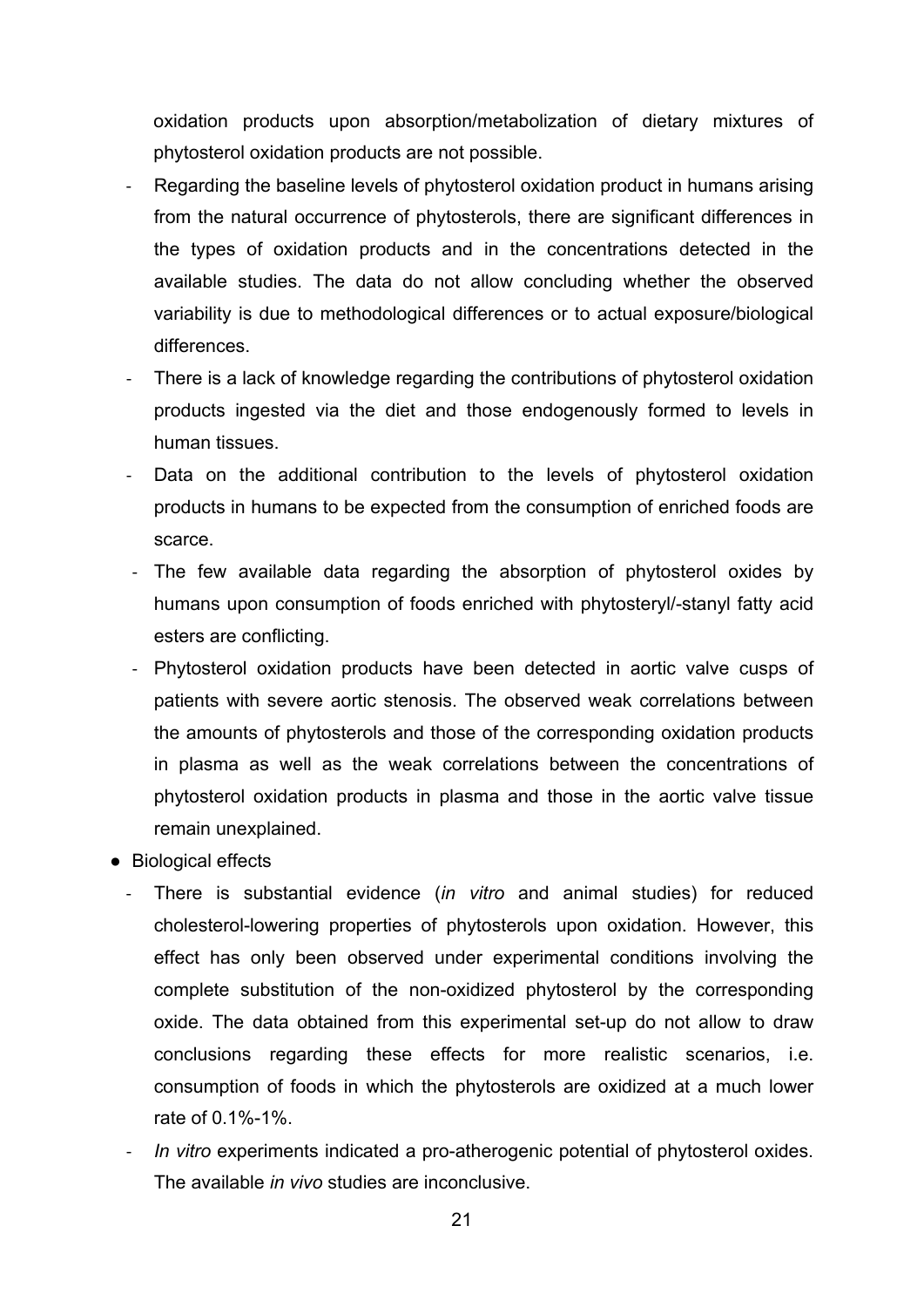oxidation products upon absorption/metabolization of dietary mixtures of phytosterol oxidation products are not possible.

- Regarding the baseline levels of phytosterol oxidation product in humans arising from the natural occurrence of phytosterols, there are significant differences in the types of oxidation products and in the concentrations detected in the available studies. The data do not allow concluding whether the observed variability is due to methodological differences or to actual exposure/biological differences.
- There is a lack of knowledge regarding the contributions of phytosterol oxidation products ingested via the diet and those endogenously formed to levels in human tissues.
- Data on the additional contribution to the levels of phytosterol oxidation products in humans to be expected from the consumption of enriched foods are scarce.
- The few available data regarding the absorption of phytosterol oxides by humans upon consumption of foods enriched with phytosteryl/-stanyl fatty acid esters are conflicting.
- Phytosterol oxidation products have been detected in aortic valve cusps of patients with severe aortic stenosis. The observed weak correlations between the amounts of phytosterols and those of the corresponding oxidation products in plasma as well as the weak correlations between the concentrations of phytosterol oxidation products in plasma and those in the aortic valve tissue remain unexplained.

- Biological effects
  - There is substantial evidence (*in vitro* and animal studies) for reduced cholesterol-lowering properties of phytosterols upon oxidation. However, this effect has only been observed under experimental conditions involving the complete substitution of the non-oxidized phytosterol by the corresponding oxide. The data obtained from this experimental set-up do not allow to draw conclusions regarding these effects for more realistic scenarios, i.e. consumption of foods in which the phytosterols are oxidized at a much lower rate of 0.1%-1%.
  - *In vitro* experiments indicated a pro-atherogenic potential of phytosterol oxides. The available *in vivo* studies are inconclusive.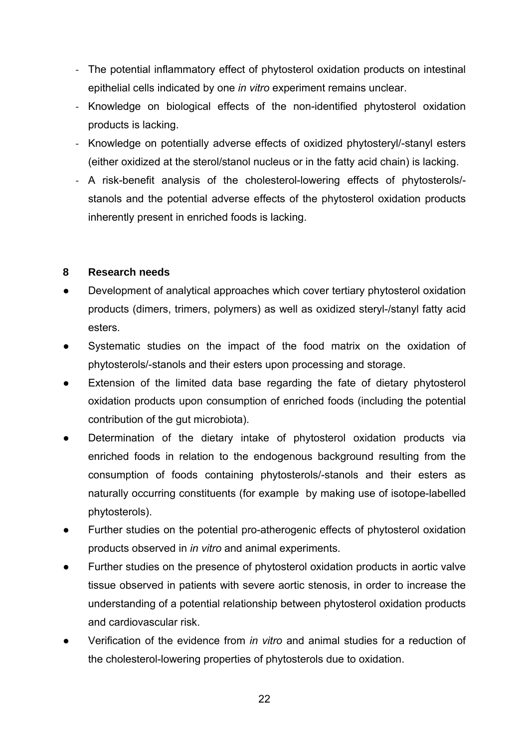- The potential inflammatory effect of phytosterol oxidation products on intestinal epithelial cells indicated by one *in vitro* experiment remains unclear.
- Knowledge on biological effects of the non-identified phytosterol oxidation products is lacking.
- Knowledge on potentially adverse effects of oxidized phytosteryl/-stanyl esters (either oxidized at the sterol/stanol nucleus or in the fatty acid chain) is lacking.
- A risk-benefit analysis of the cholesterol-lowering effects of phytosterols/-stanols and the potential adverse effects of the phytosterol oxidation products inherently present in enriched foods is lacking.

## 8 Research needs

- Development of analytical approaches which cover tertiary phytosterol oxidation products (dimers, trimers, polymers) as well as oxidized steryl-/stanyl fatty acid esters.
- Systematic studies on the impact of the food matrix on the oxidation of phytosterols/-stanols and their esters upon processing and storage.
- Extension of the limited data base regarding the fate of dietary phytosterol oxidation products upon consumption of enriched foods (including the potential contribution of the gut microbiota).
- Determination of the dietary intake of phytosterol oxidation products via enriched foods in relation to the endogenous background resulting from the consumption of foods containing phytosterols/-stanols and their esters as naturally occurring constituents (for example by making use of isotope-labelled phytosterols).
- Further studies on the potential pro-atherogenic effects of phytosterol oxidation products observed in *in vitro* and animal experiments.
- Further studies on the presence of phytosterol oxidation products in aortic valve tissue observed in patients with severe aortic stenosis, in order to increase the understanding of a potential relationship between phytosterol oxidation products and cardiovascular risk.
- Verification of the evidence from *in vitro* and animal studies for a reduction of the cholesterol-lowering properties of phytosterols due to oxidation.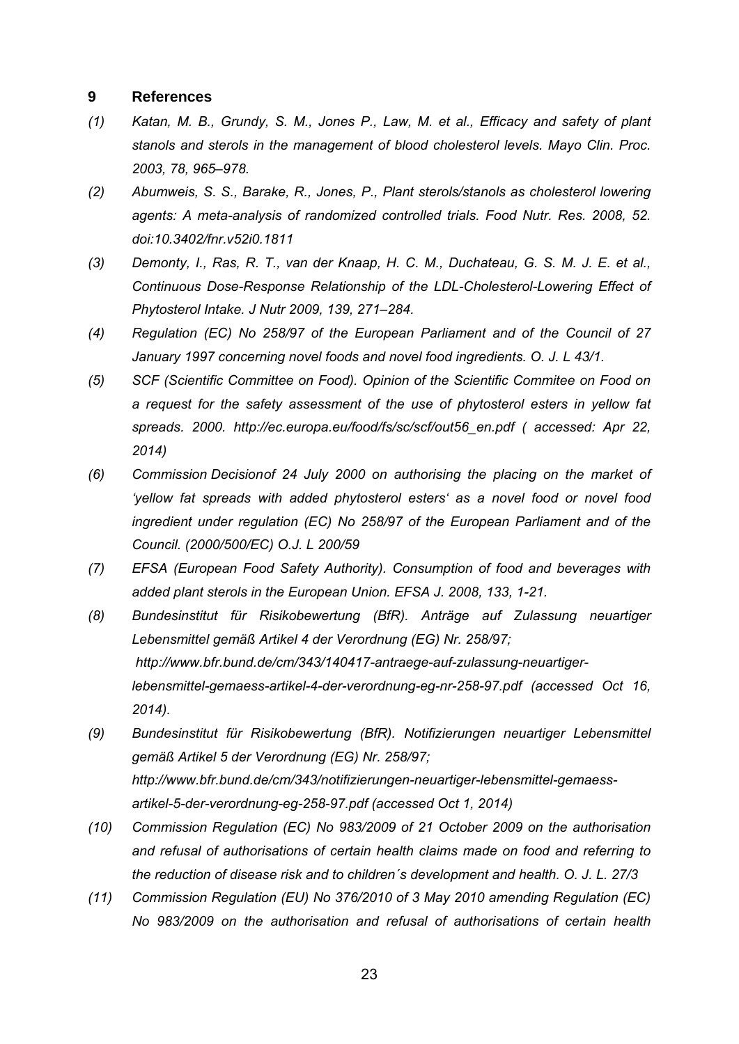## 9 References

*(1) Katan, M. B., Grundy, S. M., Jones P., Law, M. et al., Efficacy and safety of plant stanols and sterols in the management of blood cholesterol levels. Mayo Clin. Proc. 2003, 78, 965–978.*

*(2) Abumweis, S. S., Barake, R., Jones, P., Plant sterols/stanols as cholesterol lowering agents: A meta-analysis of randomized controlled trials. Food Nutr. Res. 2008, 52. doi:10.3402/fnr.v52i0.1811*

*(3) Demonty, I., Ras, R. T., van der Knaap, H. C. M., Duchateau, G. S. M. J. E. et al., Continuous Dose-Response Relationship of the LDL-Cholesterol-Lowering Effect of Phytosterol Intake. J Nutr 2009, 139, 271–284.*

*(4) Regulation (EC) No 258/97 of the European Parliament and of the Council of 27 January 1997 concerning novel foods and novel food ingredients. O. J. L 43/1.*

*(5) SCF (Scientific Committee on Food). Opinion of the Scientific Commitee on Food on a request for the safety assessment of the use of phytosterol esters in yellow fat spreads. 2000. http://ec.europa.eu/food/fs/sc/scf/out56_en.pdf ( accessed: Apr 22, 2014)*

*(6) Commission Decisionof 24 July 2000 on authorising the placing on the market of 'yellow fat spreads with added phytosterol esters' as a novel food or novel food ingredient under regulation (EC) No 258/97 of the European Parliament and of the Council. (2000/500/EC) O.J. L 200/59*

*(7) EFSA (European Food Safety Authority). Consumption of food and beverages with added plant sterols in the European Union. EFSA J. 2008, 133, 1-21.*

*(8) Bundesinstitut für Risikobewertung (BfR). Anträge auf Zulassung neuartiger Lebensmittel gemäß Artikel 4 der Verordnung (EG) Nr. 258/97; http://www.bfr.bund.de/cm/343/140417-antraege-auf-zulassung-neuartiger-lebensmittel-gemaess-artikel-4-der-verordnung-eg-nr-258-97.pdf (accessed Oct 16, 2014).*

*(9) Bundesinstitut für Risikobewertung (BfR). Notifizierungen neuartiger Lebensmittel gemäß Artikel 5 der Verordnung (EG) Nr. 258/97; http://www.bfr.bund.de/cm/343/notifizierungen-neuartiger-lebensmittel-gemaess-artikel-5-der-verordnung-eg-258-97.pdf (accessed Oct 1, 2014)*

*(10) Commission Regulation (EC) No 983/2009 of 21 October 2009 on the authorisation and refusal of authorisations of certain health claims made on food and referring to the reduction of disease risk and to children´s development and health. O. J. L. 27/3*

*(11) Commission Regulation (EU) No 376/2010 of 3 May 2010 amending Regulation (EC) No 983/2009 on the authorisation and refusal of authorisations of certain health*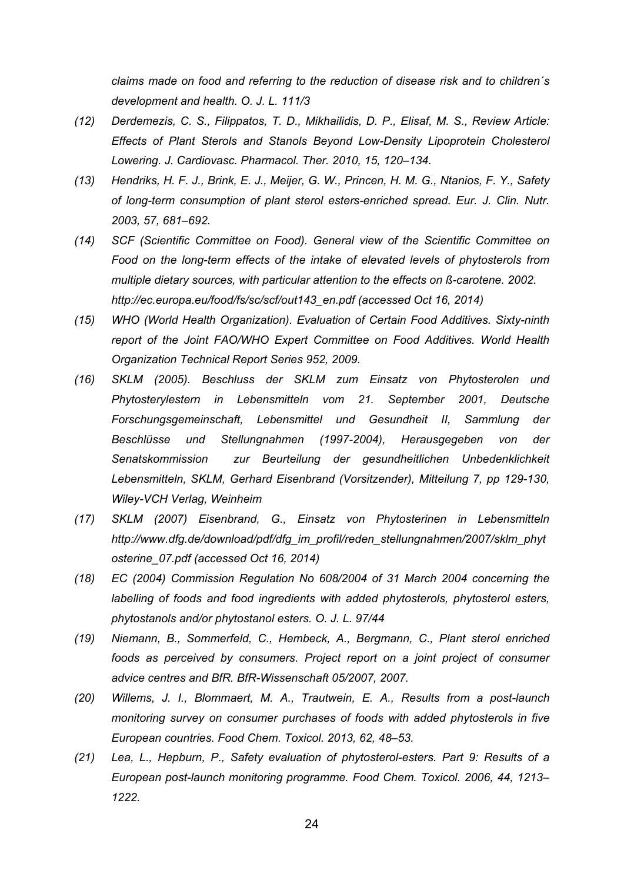*claims made on food and referring to the reduction of disease risk and to children´s development and health. O. J. L. 111/3*

*(12) Derdemezis, C. S., Filippatos, T. D., Mikhailidis, D. P., Elisaf, M. S., Review Article: Effects of Plant Sterols and Stanols Beyond Low-Density Lipoprotein Cholesterol Lowering. J. Cardiovasc. Pharmacol. Ther. 2010, 15, 120–134.*

*(13) Hendriks, H. F. J., Brink, E. J., Meijer, G. W., Princen, H. M. G., Ntanios, F. Y., Safety of long-term consumption of plant sterol esters-enriched spread. Eur. J. Clin. Nutr. 2003, 57, 681–692.*

*(14) SCF (Scientific Committee on Food). General view of the Scientific Committee on Food on the long-term effects of the intake of elevated levels of phytosterols from multiple dietary sources, with particular attention to the effects on ß-carotene. 2002. http://ec.europa.eu/food/fs/sc/scf/out143_en.pdf (accessed Oct 16, 2014)*

*(15) WHO (World Health Organization). Evaluation of Certain Food Additives. Sixty-ninth report of the Joint FAO/WHO Expert Committee on Food Additives. World Health Organization Technical Report Series 952, 2009.*

*(16) SKLM (2005). Beschluss der SKLM zum Einsatz von Phytosterolen und Phytosterylestern in Lebensmitteln vom 21. September 2001, Deutsche Forschungsgemeinschaft, Lebensmittel und Gesundheit II, Sammlung der Beschlüsse und Stellungnahmen (1997-2004), Herausgegeben von der Senatskommission zur Beurteilung der gesundheitlichen Unbedenklichkeit Lebensmitteln, SKLM, Gerhard Eisenbrand (Vorsitzender), Mitteilung 7, pp 129-130, Wiley-VCH Verlag, Weinheim*

*(17) SKLM (2007) Eisenbrand, G., Einsatz von Phytosterinen in Lebensmitteln http://www.dfg.de/download/pdf/dfg_im_profil/reden_stellungnahmen/2007/sklm_phytosterine_07.pdf (accessed Oct 16, 2014)*

*(18) EC (2004) Commission Regulation No 608/2004 of 31 March 2004 concerning the labelling of foods and food ingredients with added phytosterols, phytosterol esters, phytostanols and/or phytostanol esters. O. J. L. 97/44*

*(19) Niemann, B., Sommerfeld, C., Hembeck, A., Bergmann, C., Plant sterol enriched foods as perceived by consumers. Project report on a joint project of consumer advice centres and BfR. BfR-Wissenschaft 05/2007, 2007.*

*(20) Willems, J. I., Blommaert, M. A., Trautwein, E. A., Results from a post-launch monitoring survey on consumer purchases of foods with added phytosterols in five European countries. Food Chem. Toxicol. 2013, 62, 48–53.*

*(21) Lea, L., Hepburn, P., Safety evaluation of phytosterol-esters. Part 9: Results of a European post-launch monitoring programme. Food Chem. Toxicol. 2006, 44, 1213–1222.*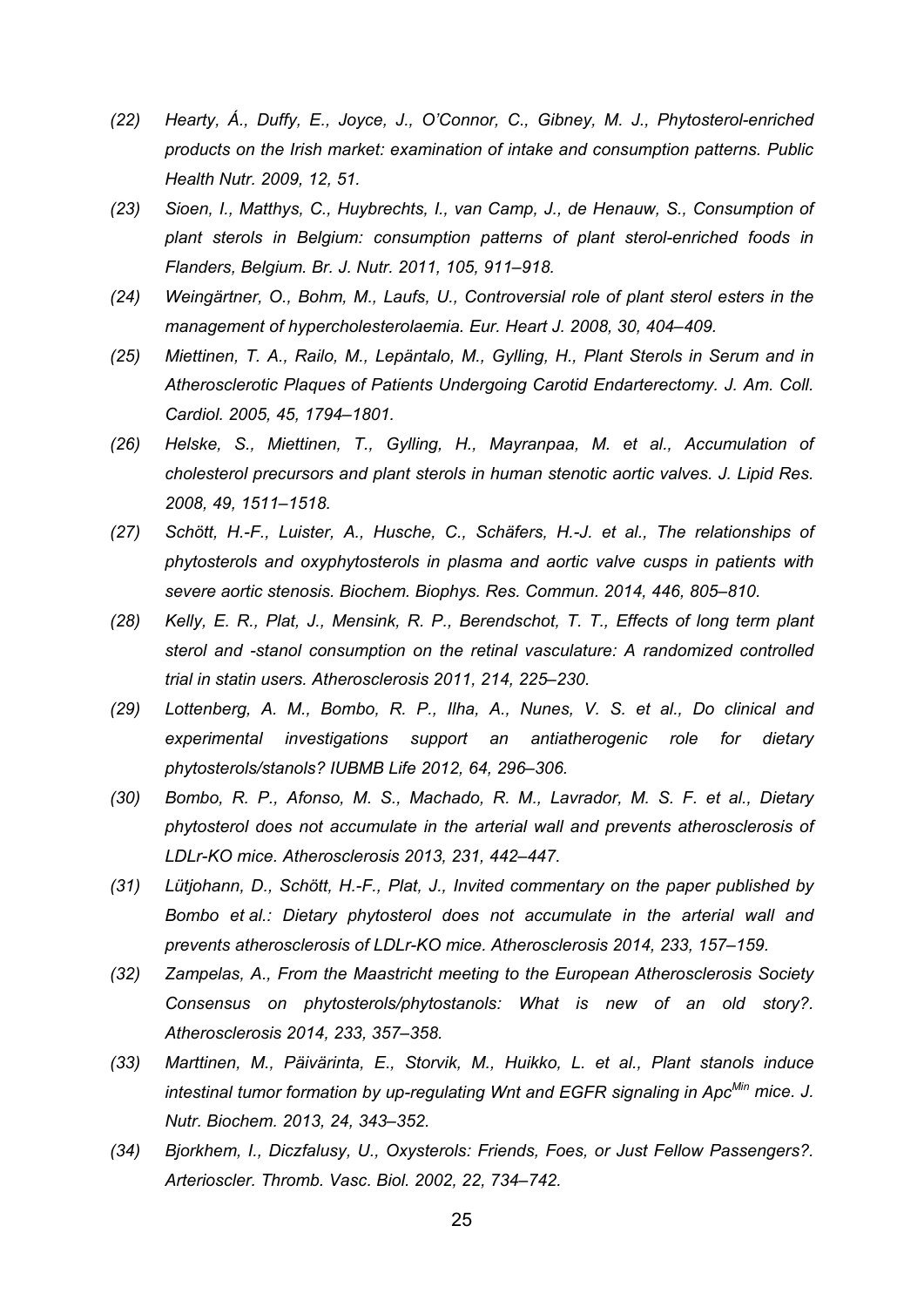*(22) Hearty, Á., Duffy, E., Joyce, J., O'Connor, C., Gibney, M. J., Phytosterol-enriched products on the Irish market: examination of intake and consumption patterns. Public Health Nutr. 2009, 12, 51.*

*(23) Sioen, I., Matthys, C., Huybrechts, I., van Camp, J., de Henauw, S., Consumption of plant sterols in Belgium: consumption patterns of plant sterol-enriched foods in Flanders, Belgium. Br. J. Nutr. 2011, 105, 911–918.*

*(24) Weingärtner, O., Bohm, M., Laufs, U., Controversial role of plant sterol esters in the management of hypercholesterolaemia. Eur. Heart J. 2008, 30, 404–409.*

*(25) Miettinen, T. A., Railo, M., Lepäntalo, M., Gylling, H., Plant Sterols in Serum and in Atherosclerotic Plaques of Patients Undergoing Carotid Endarterectomy. J. Am. Coll. Cardiol. 2005, 45, 1794–1801.*

*(26) Helske, S., Miettinen, T., Gylling, H., Mayranpaa, M. et al., Accumulation of cholesterol precursors and plant sterols in human stenotic aortic valves. J. Lipid Res. 2008, 49, 1511–1518.*

*(27) Schött, H.-F., Luister, A., Husche, C., Schäfers, H.-J. et al., The relationships of phytosterols and oxyphytosterols in plasma and aortic valve cusps in patients with severe aortic stenosis. Biochem. Biophys. Res. Commun. 2014, 446, 805–810.*

*(28) Kelly, E. R., Plat, J., Mensink, R. P., Berendschot, T. T., Effects of long term plant sterol and -stanol consumption on the retinal vasculature: A randomized controlled trial in statin users. Atherosclerosis 2011, 214, 225–230.*

*(29) Lottenberg, A. M., Bombo, R. P., Ilha, A., Nunes, V. S. et al., Do clinical and experimental investigations support an antiatherogenic role for dietary phytosterols/stanols? IUBMB Life 2012, 64, 296–306.*

*(30) Bombo, R. P., Afonso, M. S., Machado, R. M., Lavrador, M. S. F. et al., Dietary phytosterol does not accumulate in the arterial wall and prevents atherosclerosis of LDLr-KO mice. Atherosclerosis 2013, 231, 442–447.*

*(31) Lütjohann, D., Schött, H.-F., Plat, J., Invited commentary on the paper published by Bombo et al.: Dietary phytosterol does not accumulate in the arterial wall and prevents atherosclerosis of LDLr-KO mice. Atherosclerosis 2014, 233, 157–159.*

*(32) Zampelas, A., From the Maastricht meeting to the European Atherosclerosis Society Consensus on phytosterols/phytostanols: What is new of an old story?. Atherosclerosis 2014, 233, 357–358.*

*(33) Marttinen, M., Päivärinta, E., Storvik, M., Huikko, L. et al., Plant stanols induce intestinal tumor formation by up-regulating Wnt and EGFR signaling in $Apc^{Min}$ mice. J. Nutr. Biochem. 2013, 24, 343–352.*

*(34) Bjorkhem, I., Diczfalusy, U., Oxysterols: Friends, Foes, or Just Fellow Passengers?. Arterioscler. Thromb. Vasc. Biol. 2002, 22, 734–742.*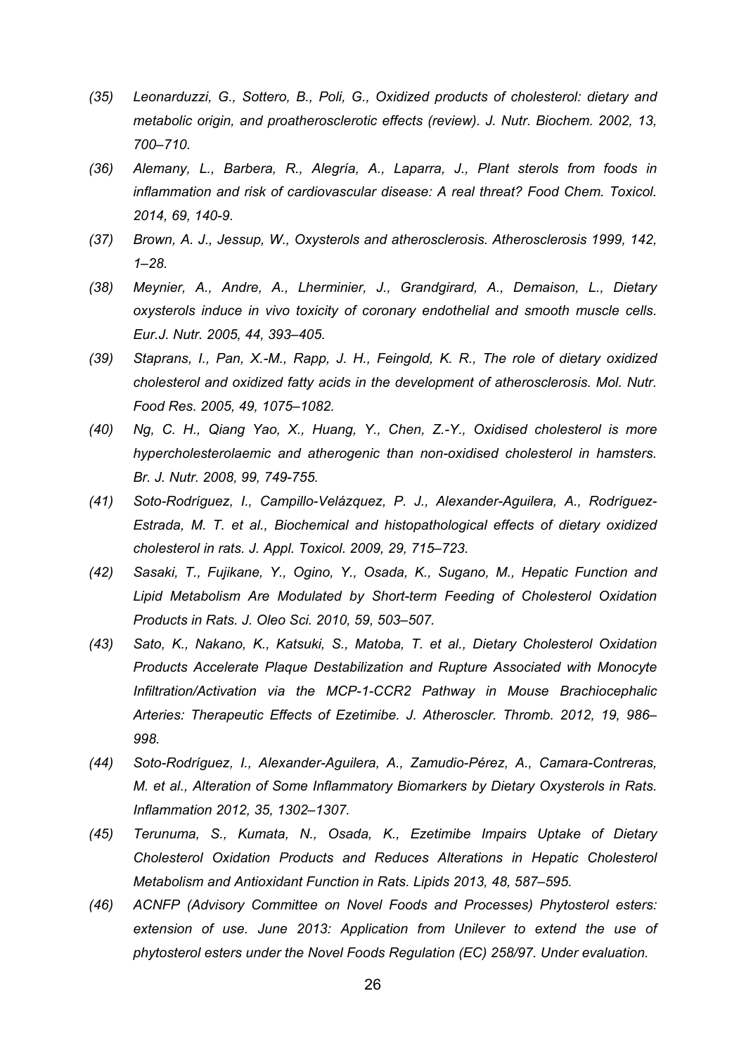*(35) Leonarduzzi, G., Sottero, B., Poli, G., Oxidized products of cholesterol: dietary and metabolic origin, and proatherosclerotic effects (review). J. Nutr. Biochem. 2002, 13, 700–710.*

*(36) Alemany, L., Barbera, R., Alegría, A., Laparra, J., Plant sterols from foods in inflammation and risk of cardiovascular disease: A real threat? Food Chem. Toxicol. 2014, 69, 140-9.*

*(37) Brown, A. J., Jessup, W., Oxysterols and atherosclerosis. Atherosclerosis 1999, 142, 1–28.*

*(38) Meynier, A., Andre, A., Lherminier, J., Grandgirard, A., Demaison, L., Dietary oxysterols induce in vivo toxicity of coronary endothelial and smooth muscle cells. Eur.J. Nutr. 2005, 44, 393–405.*

*(39) Staprans, I., Pan, X.-M., Rapp, J. H., Feingold, K. R., The role of dietary oxidized cholesterol and oxidized fatty acids in the development of atherosclerosis. Mol. Nutr. Food Res. 2005, 49, 1075–1082.*

*(40) Ng, C. H., Qiang Yao, X., Huang, Y., Chen, Z.-Y., Oxidised cholesterol is more hypercholesterolaemic and atherogenic than non-oxidised cholesterol in hamsters. Br. J. Nutr. 2008, 99, 749-755.*

*(41) Soto-Rodríguez, I., Campillo-Velázquez, P. J., Alexander-Aguilera, A., Rodríguez-Estrada, M. T. et al., Biochemical and histopathological effects of dietary oxidized cholesterol in rats. J. Appl. Toxicol. 2009, 29, 715–723.*

*(42) Sasaki, T., Fujikane, Y., Ogino, Y., Osada, K., Sugano, M., Hepatic Function and Lipid Metabolism Are Modulated by Short-term Feeding of Cholesterol Oxidation Products in Rats. J. Oleo Sci. 2010, 59, 503–507.*

*(43) Sato, K., Nakano, K., Katsuki, S., Matoba, T. et al., Dietary Cholesterol Oxidation Products Accelerate Plaque Destabilization and Rupture Associated with Monocyte Infiltration/Activation via the MCP-1-CCR2 Pathway in Mouse Brachiocephalic Arteries: Therapeutic Effects of Ezetimibe. J. Atheroscler. Thromb. 2012, 19, 986–998.*

*(44) Soto-Rodríguez, I., Alexander-Aguilera, A., Zamudio-Pérez, A., Camara-Contreras, M. et al., Alteration of Some Inflammatory Biomarkers by Dietary Oxysterols in Rats. Inflammation 2012, 35, 1302–1307.*

*(45) Terunuma, S., Kumata, N., Osada, K., Ezetimibe Impairs Uptake of Dietary Cholesterol Oxidation Products and Reduces Alterations in Hepatic Cholesterol Metabolism and Antioxidant Function in Rats. Lipids 2013, 48, 587–595.*

*(46) ACNFP (Advisory Committee on Novel Foods and Processes) Phytosterol esters: extension of use. June 2013: Application from Unilever to extend the use of phytosterol esters under the Novel Foods Regulation (EC) 258/97. Under evaluation.*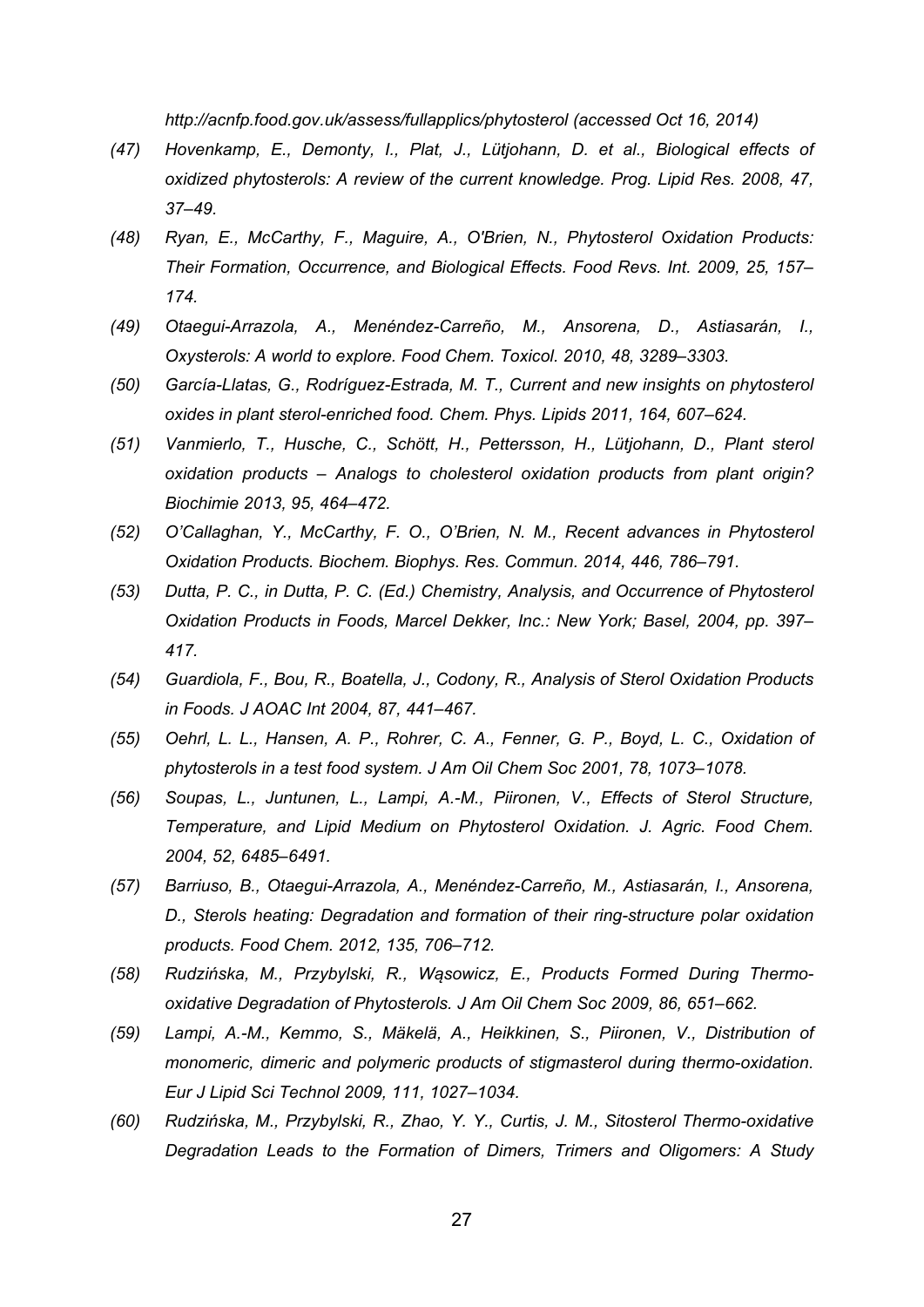*http://acnfp.food.gov.uk/assess/fullapplics/phytosterol (accessed Oct 16, 2014)*

*(47) Hovenkamp, E., Demonty, I., Plat, J., Lütjohann, D. et al., Biological effects of oxidized phytosterols: A review of the current knowledge. Prog. Lipid Res. 2008, 47, 37–49.*

*(48) Ryan, E., McCarthy, F., Maguire, A., O'Brien, N., Phytosterol Oxidation Products: Their Formation, Occurrence, and Biological Effects. Food Revs. Int. 2009, 25, 157–174.*

*(49) Otaegui-Arrazola, A., Menéndez-Carreño, M., Ansorena, D., Astiasarán, I., Oxysterols: A world to explore. Food Chem. Toxicol. 2010, 48, 3289–3303.*

*(50) García-Llatas, G., Rodríguez-Estrada, M. T., Current and new insights on phytosterol oxides in plant sterol-enriched food. Chem. Phys. Lipids 2011, 164, 607–624.*

*(51) Vanmierlo, T., Husche, C., Schött, H., Pettersson, H., Lütjohann, D., Plant sterol oxidation products – Analogs to cholesterol oxidation products from plant origin? Biochimie 2013, 95, 464–472.*

*(52) O'Callaghan, Y., McCarthy, F. O., O'Brien, N. M., Recent advances in Phytosterol Oxidation Products. Biochem. Biophys. Res. Commun. 2014, 446, 786–791.*

*(53) Dutta, P. C., in Dutta, P. C. (Ed.) Chemistry, Analysis, and Occurrence of Phytosterol Oxidation Products in Foods, Marcel Dekker, Inc.: New York; Basel, 2004, pp. 397–417.*

*(54) Guardiola, F., Bou, R., Boatella, J., Codony, R., Analysis of Sterol Oxidation Products in Foods. J AOAC Int 2004, 87, 441–467.*

*(55) Oehrl, L. L., Hansen, A. P., Rohrer, C. A., Fenner, G. P., Boyd, L. C., Oxidation of phytosterols in a test food system. J Am Oil Chem Soc 2001, 78, 1073–1078.*

*(56) Soupas, L., Juntunen, L., Lampi, A.-M., Piironen, V., Effects of Sterol Structure, Temperature, and Lipid Medium on Phytosterol Oxidation. J. Agric. Food Chem. 2004, 52, 6485–6491.*

*(57) Barriuso, B., Otaegui-Arrazola, A., Menéndez-Carreño, M., Astiasarán, I., Ansorena, D., Sterols heating: Degradation and formation of their ring-structure polar oxidation products. Food Chem. 2012, 135, 706–712.*

*(58) Rudzińska, M., Przybylski, R., Wąsowicz, E., Products Formed During Thermo-oxidative Degradation of Phytosterols. J Am Oil Chem Soc 2009, 86, 651–662.*

*(59) Lampi, A.-M., Kemmo, S., Mäkelä, A., Heikkinen, S., Piironen, V., Distribution of monomeric, dimeric and polymeric products of stigmasterol during thermo-oxidation. Eur J Lipid Sci Technol 2009, 111, 1027–1034.*

*(60) Rudzińska, M., Przybylski, R., Zhao, Y. Y., Curtis, J. M., Sitosterol Thermo-oxidative Degradation Leads to the Formation of Dimers, Trimers and Oligomers: A Study*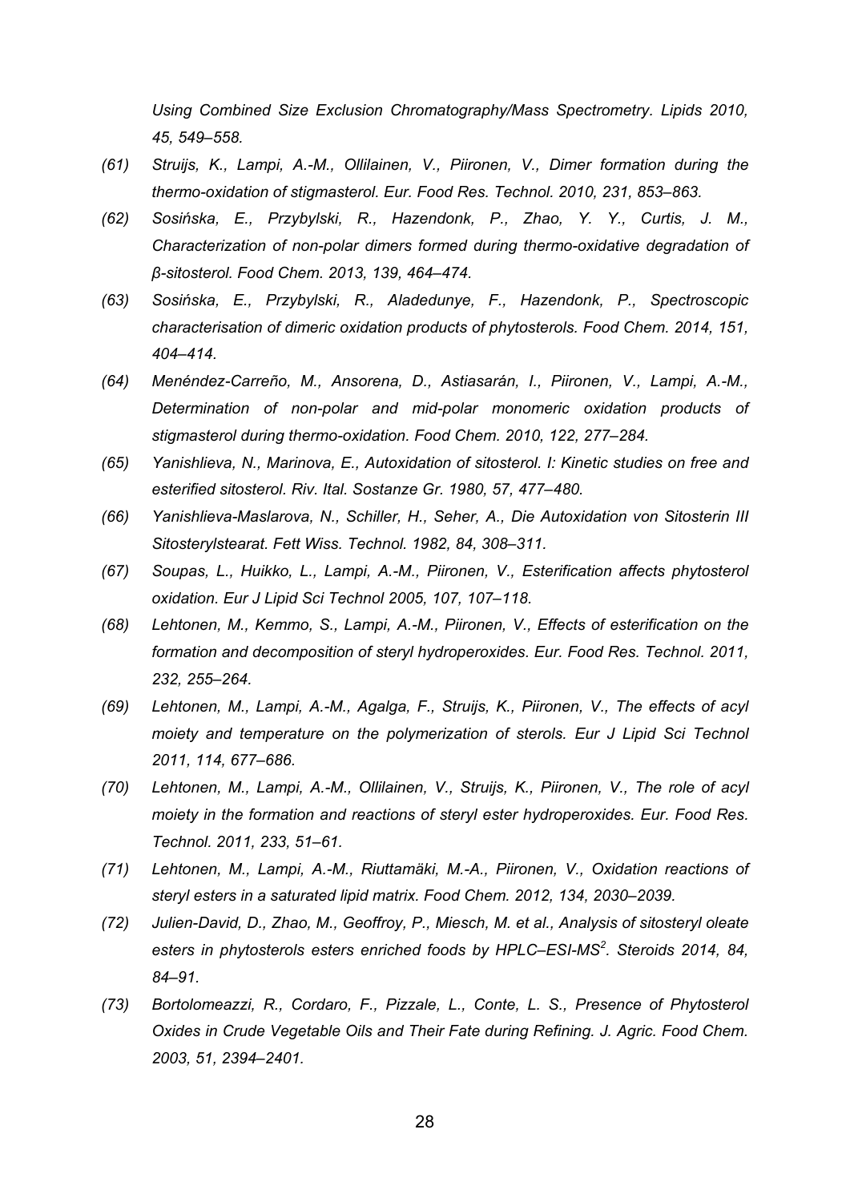*Using Combined Size Exclusion Chromatography/Mass Spectrometry. Lipids 2010, 45, 549–558.*

*(61) Struijs, K., Lampi, A.-M., Ollilainen, V., Piironen, V., Dimer formation during the thermo-oxidation of stigmasterol. Eur. Food Res. Technol. 2010, 231, 853–863.*

*(62) Sosińska, E., Przybylski, R., Hazendonk, P., Zhao, Y. Y., Curtis, J. M., Characterization of non-polar dimers formed during thermo-oxidative degradation of β-sitosterol. Food Chem. 2013, 139, 464–474.*

*(63) Sosińska, E., Przybylski, R., Aladedunye, F., Hazendonk, P., Spectroscopic characterisation of dimeric oxidation products of phytosterols. Food Chem. 2014, 151, 404–414.*

*(64) Menéndez-Carreño, M., Ansorena, D., Astiasarán, I., Piironen, V., Lampi, A.-M., Determination of non-polar and mid-polar monomeric oxidation products of stigmasterol during thermo-oxidation. Food Chem. 2010, 122, 277–284.*

*(65) Yanishlieva, N., Marinova, E., Autoxidation of sitosterol. I: Kinetic studies on free and esterified sitosterol. Riv. Ital. Sostanze Gr. 1980, 57, 477–480.*

*(66) Yanishlieva-Maslarova, N., Schiller, H., Seher, A., Die Autoxidation von Sitosterin III Sitosterylstearat. Fett Wiss. Technol. 1982, 84, 308–311.*

*(67) Soupas, L., Huikko, L., Lampi, A.-M., Piironen, V., Esterification affects phytosterol oxidation. Eur J Lipid Sci Technol 2005, 107, 107–118.*

*(68) Lehtonen, M., Kemmo, S., Lampi, A.-M., Piironen, V., Effects of esterification on the formation and decomposition of steryl hydroperoxides. Eur. Food Res. Technol. 2011, 232, 255–264.*

*(69) Lehtonen, M., Lampi, A.-M., Agalga, F., Struijs, K., Piironen, V., The effects of acyl moiety and temperature on the polymerization of sterols. Eur J Lipid Sci Technol 2011, 114, 677–686.*

*(70) Lehtonen, M., Lampi, A.-M., Ollilainen, V., Struijs, K., Piironen, V., The role of acyl moiety in the formation and reactions of steryl ester hydroperoxides. Eur. Food Res. Technol. 2011, 233, 51–61.*

*(71) Lehtonen, M., Lampi, A.-M., Riuttamäki, M.-A., Piironen, V., Oxidation reactions of steryl esters in a saturated lipid matrix. Food Chem. 2012, 134, 2030–2039.*

*(72) Julien-David, D., Zhao, M., Geoffroy, P., Miesch, M. et al., Analysis of sitosteryl oleate esters in phytosterols esters enriched foods by HPLC–ESI-$MS^2$. Steroids 2014, 84, 84–91.*

*(73) Bortolomeazzi, R., Cordaro, F., Pizzale, L., Conte, L. S., Presence of Phytosterol Oxides in Crude Vegetable Oils and Their Fate during Refining. J. Agric. Food Chem. 2003, 51, 2394–2401.*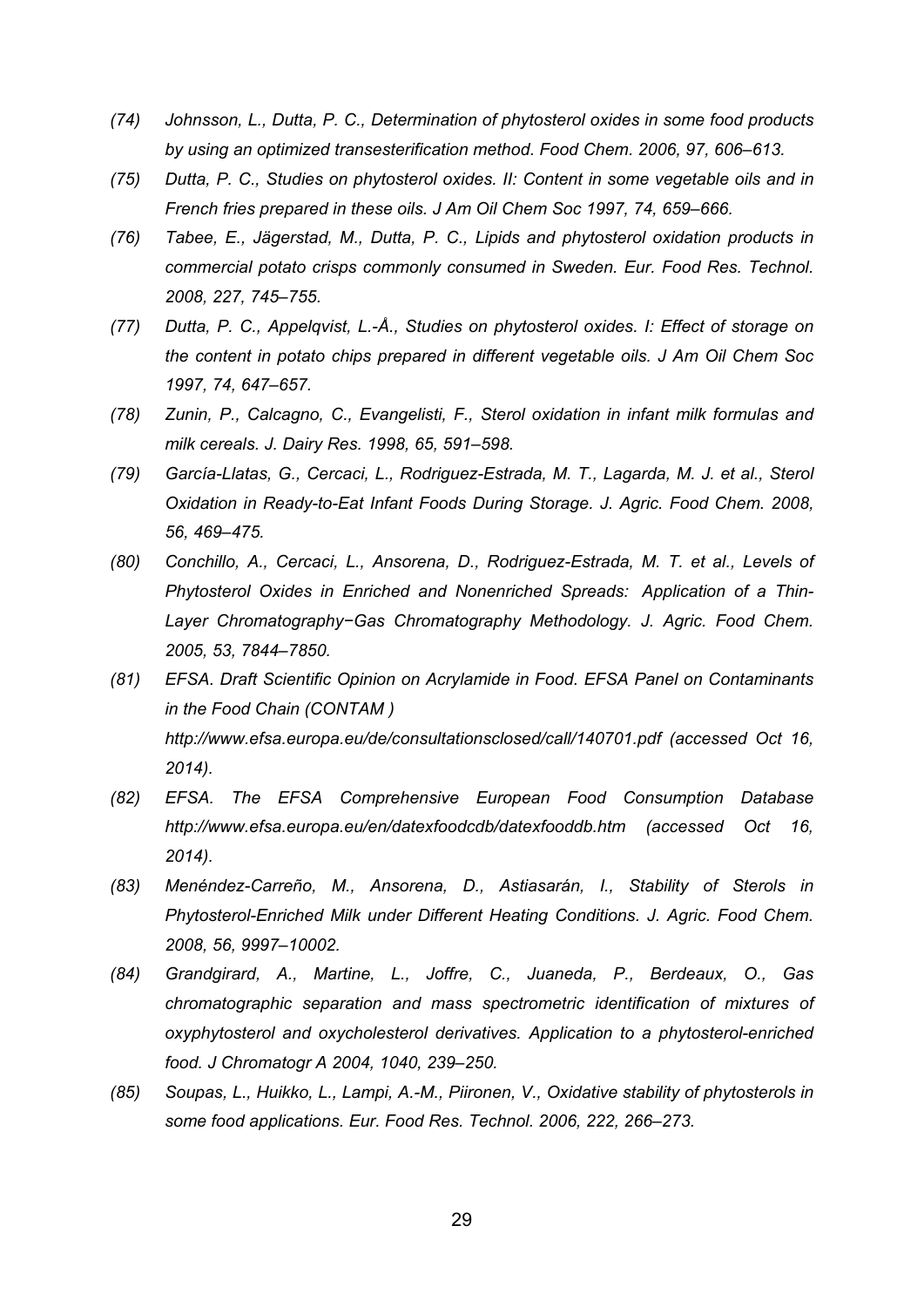*(74) Johnsson, L., Dutta, P. C., Determination of phytosterol oxides in some food products by using an optimized transesterification method. Food Chem. 2006, 97, 606–613.*

*(75) Dutta, P. C., Studies on phytosterol oxides. II: Content in some vegetable oils and in French fries prepared in these oils. J Am Oil Chem Soc 1997, 74, 659–666.*

*(76) Tabee, E., Jägerstad, M., Dutta, P. C., Lipids and phytosterol oxidation products in commercial potato crisps commonly consumed in Sweden. Eur. Food Res. Technol. 2008, 227, 745–755.*

*(77) Dutta, P. C., Appelqvist, L.-Å., Studies on phytosterol oxides. I: Effect of storage on the content in potato chips prepared in different vegetable oils. J Am Oil Chem Soc 1997, 74, 647–657.*

*(78) Zunin, P., Calcagno, C., Evangelisti, F., Sterol oxidation in infant milk formulas and milk cereals. J. Dairy Res. 1998, 65, 591–598.*

*(79) García-Llatas, G., Cercaci, L., Rodriguez-Estrada, M. T., Lagarda, M. J. et al., Sterol Oxidation in Ready-to-Eat Infant Foods During Storage. J. Agric. Food Chem. 2008, 56, 469–475.*

*(80) Conchillo, A., Cercaci, L., Ansorena, D., Rodriguez-Estrada, M. T. et al., Levels of Phytosterol Oxides in Enriched and Nonenriched Spreads: Application of a Thin-Layer Chromatography−Gas Chromatography Methodology. J. Agric. Food Chem. 2005, 53, 7844–7850.*

*(81) EFSA. Draft Scientific Opinion on Acrylamide in Food. EFSA Panel on Contaminants in the Food Chain (CONTAM ) http://www.efsa.europa.eu/de/consultationsclosed/call/140701.pdf (accessed Oct 16, 2014).*

*(82) EFSA. The EFSA Comprehensive European Food Consumption Database http://www.efsa.europa.eu/en/datexfoodcdb/datexfooddb.htm (accessed Oct 16, 2014).*

*(83) Menéndez-Carreño, M., Ansorena, D., Astiasarán, I., Stability of Sterols in Phytosterol-Enriched Milk under Different Heating Conditions. J. Agric. Food Chem. 2008, 56, 9997–10002.*

*(84) Grandgirard, A., Martine, L., Joffre, C., Juaneda, P., Berdeaux, O., Gas chromatographic separation and mass spectrometric identification of mixtures of oxyphytosterol and oxycholesterol derivatives. Application to a phytosterol-enriched food. J Chromatogr A 2004, 1040, 239–250.*

*(85) Soupas, L., Huikko, L., Lampi, A.-M., Piironen, V., Oxidative stability of phytosterols in some food applications. Eur. Food Res. Technol. 2006, 222, 266–273.*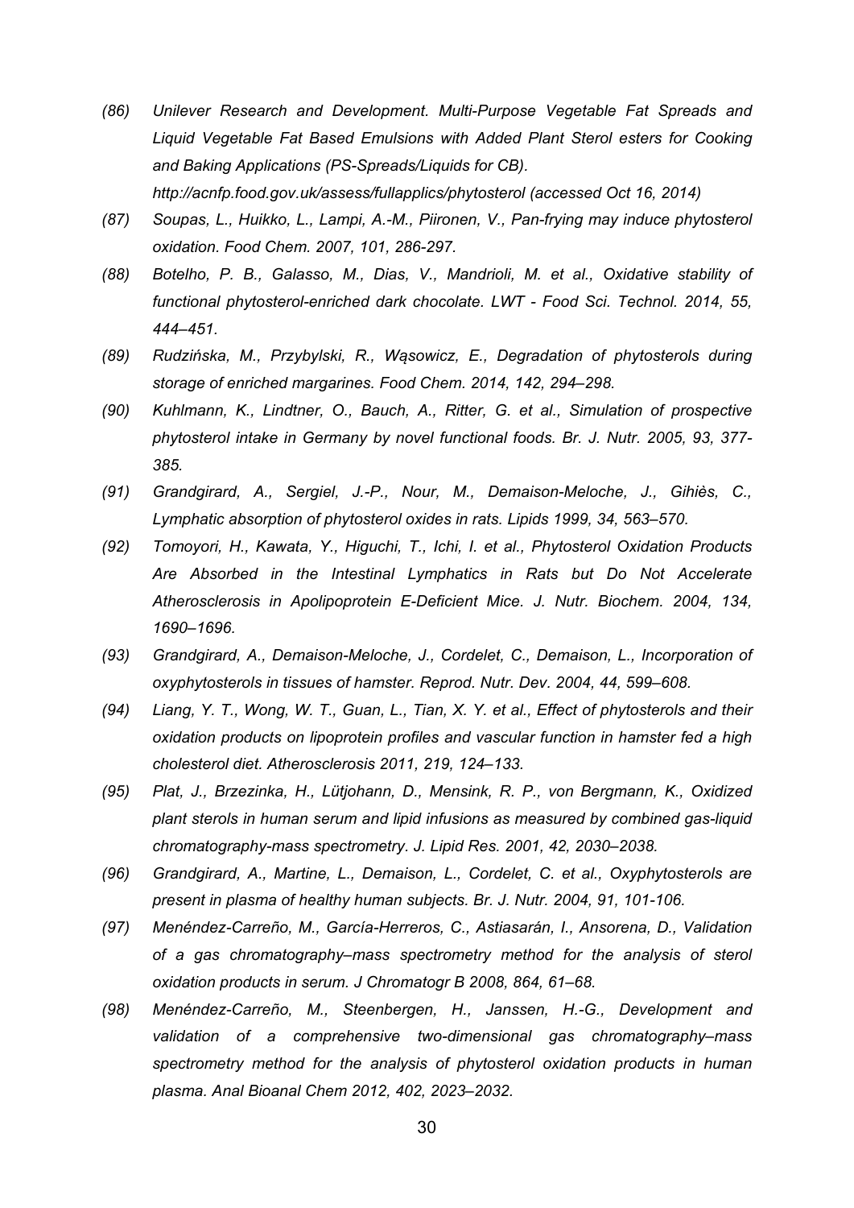*(86) Unilever Research and Development. Multi-Purpose Vegetable Fat Spreads and Liquid Vegetable Fat Based Emulsions with Added Plant Sterol esters for Cooking and Baking Applications (PS-Spreads/Liquids for CB). http://acnfp.food.gov.uk/assess/fullapplics/phytosterol (accessed Oct 16, 2014)*

*(87) Soupas, L., Huikko, L., Lampi, A.-M., Piironen, V., Pan-frying may induce phytosterol oxidation. Food Chem. 2007, 101, 286-297.*

*(88) Botelho, P. B., Galasso, M., Dias, V., Mandrioli, M. et al., Oxidative stability of functional phytosterol-enriched dark chocolate. LWT - Food Sci. Technol. 2014, 55, 444–451.*

*(89) Rudzińska, M., Przybylski, R., Wąsowicz, E., Degradation of phytosterols during storage of enriched margarines. Food Chem. 2014, 142, 294–298.*

*(90) Kuhlmann, K., Lindtner, O., Bauch, A., Ritter, G. et al., Simulation of prospective phytosterol intake in Germany by novel functional foods. Br. J. Nutr. 2005, 93, 377-385.*

*(91) Grandgirard, A., Sergiel, J.-P., Nour, M., Demaison-Meloche, J., Gihiès, C., Lymphatic absorption of phytosterol oxides in rats. Lipids 1999, 34, 563–570.*

*(92) Tomoyori, H., Kawata, Y., Higuchi, T., Ichi, I. et al., Phytosterol Oxidation Products Are Absorbed in the Intestinal Lymphatics in Rats but Do Not Accelerate Atherosclerosis in Apolipoprotein E-Deficient Mice. J. Nutr. Biochem. 2004, 134, 1690–1696.*

*(93) Grandgirard, A., Demaison-Meloche, J., Cordelet, C., Demaison, L., Incorporation of oxyphytosterols in tissues of hamster. Reprod. Nutr. Dev. 2004, 44, 599–608.*

*(94) Liang, Y. T., Wong, W. T., Guan, L., Tian, X. Y. et al., Effect of phytosterols and their oxidation products on lipoprotein profiles and vascular function in hamster fed a high cholesterol diet. Atherosclerosis 2011, 219, 124–133.*

*(95) Plat, J., Brzezinka, H., Lütjohann, D., Mensink, R. P., von Bergmann, K., Oxidized plant sterols in human serum and lipid infusions as measured by combined gas-liquid chromatography-mass spectrometry. J. Lipid Res. 2001, 42, 2030–2038.*

*(96) Grandgirard, A., Martine, L., Demaison, L., Cordelet, C. et al., Oxyphytosterols are present in plasma of healthy human subjects. Br. J. Nutr. 2004, 91, 101-106.*

*(97) Menéndez-Carreño, M., García-Herreros, C., Astiasarán, I., Ansorena, D., Validation of a gas chromatography–mass spectrometry method for the analysis of sterol oxidation products in serum. J Chromatogr B 2008, 864, 61–68.*

*(98) Menéndez-Carreño, M., Steenbergen, H., Janssen, H.-G., Development and validation of a comprehensive two-dimensional gas chromatography–mass spectrometry method for the analysis of phytosterol oxidation products in human plasma. Anal Bioanal Chem 2012, 402, 2023–2032.*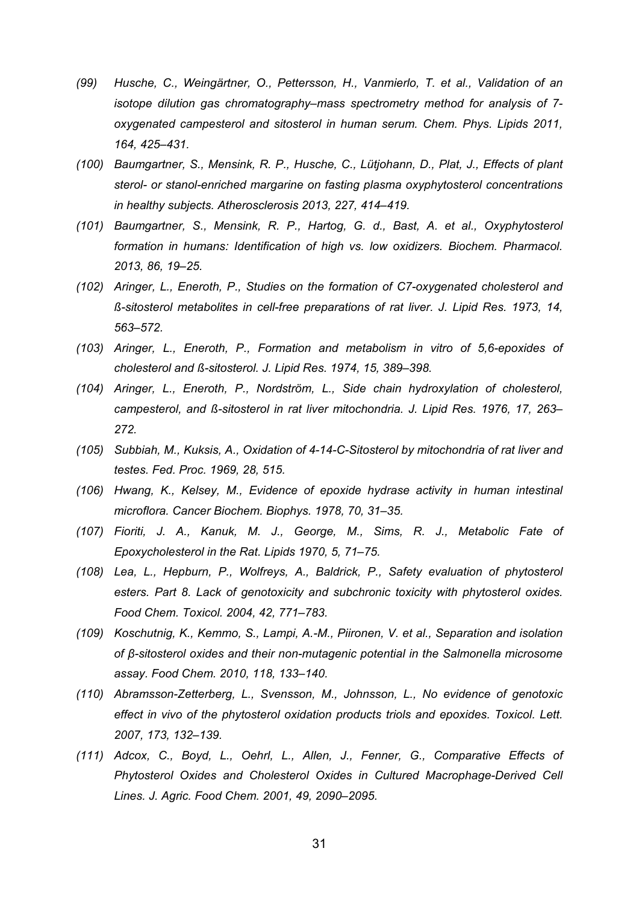*(99) Husche, C., Weingärtner, O., Pettersson, H., Vanmierlo, T. et al., Validation of an isotope dilution gas chromatography–mass spectrometry method for analysis of 7-oxygenated campesterol and sitosterol in human serum. Chem. Phys. Lipids 2011, 164, 425–431.*

*(100) Baumgartner, S., Mensink, R. P., Husche, C., Lütjohann, D., Plat, J., Effects of plant sterol- or stanol-enriched margarine on fasting plasma oxyphytosterol concentrations in healthy subjects. Atherosclerosis 2013, 227, 414–419.*

*(101) Baumgartner, S., Mensink, R. P., Hartog, G. d., Bast, A. et al., Oxyphytosterol formation in humans: Identification of high vs. low oxidizers. Biochem. Pharmacol. 2013, 86, 19–25.*

*(102) Aringer, L., Eneroth, P., Studies on the formation of C7-oxygenated cholesterol and ß-sitosterol metabolites in cell-free preparations of rat liver. J. Lipid Res. 1973, 14, 563–572.*

*(103) Aringer, L., Eneroth, P., Formation and metabolism in vitro of 5,6-epoxides of cholesterol and ß-sitosterol. J. Lipid Res. 1974, 15, 389–398.*

*(104) Aringer, L., Eneroth, P., Nordström, L., Side chain hydroxylation of cholesterol, campesterol, and ß-sitosterol in rat liver mitochondria. J. Lipid Res. 1976, 17, 263–272.*

*(105) Subbiah, M., Kuksis, A., Oxidation of 4-14-C-Sitosterol by mitochondria of rat liver and testes. Fed. Proc. 1969, 28, 515.*

*(106) Hwang, K., Kelsey, M., Evidence of epoxide hydrase activity in human intestinal microflora. Cancer Biochem. Biophys. 1978, 70, 31–35.*

*(107) Fioriti, J. A., Kanuk, M. J., George, M., Sims, R. J., Metabolic Fate of Epoxycholesterol in the Rat. Lipids 1970, 5, 71–75.*

*(108) Lea, L., Hepburn, P., Wolfreys, A., Baldrick, P., Safety evaluation of phytosterol esters. Part 8. Lack of genotoxicity and subchronic toxicity with phytosterol oxides. Food Chem. Toxicol. 2004, 42, 771–783.*

*(109) Koschutnig, K., Kemmo, S., Lampi, A.-M., Piironen, V. et al., Separation and isolation of β-sitosterol oxides and their non-mutagenic potential in the Salmonella microsome assay. Food Chem. 2010, 118, 133–140.*

*(110) Abramsson-Zetterberg, L., Svensson, M., Johnsson, L., No evidence of genotoxic effect in vivo of the phytosterol oxidation products triols and epoxides. Toxicol. Lett. 2007, 173, 132–139.*

*(111) Adcox, C., Boyd, L., Oehrl, L., Allen, J., Fenner, G., Comparative Effects of Phytosterol Oxides and Cholesterol Oxides in Cultured Macrophage-Derived Cell Lines. J. Agric. Food Chem. 2001, 49, 2090–2095.*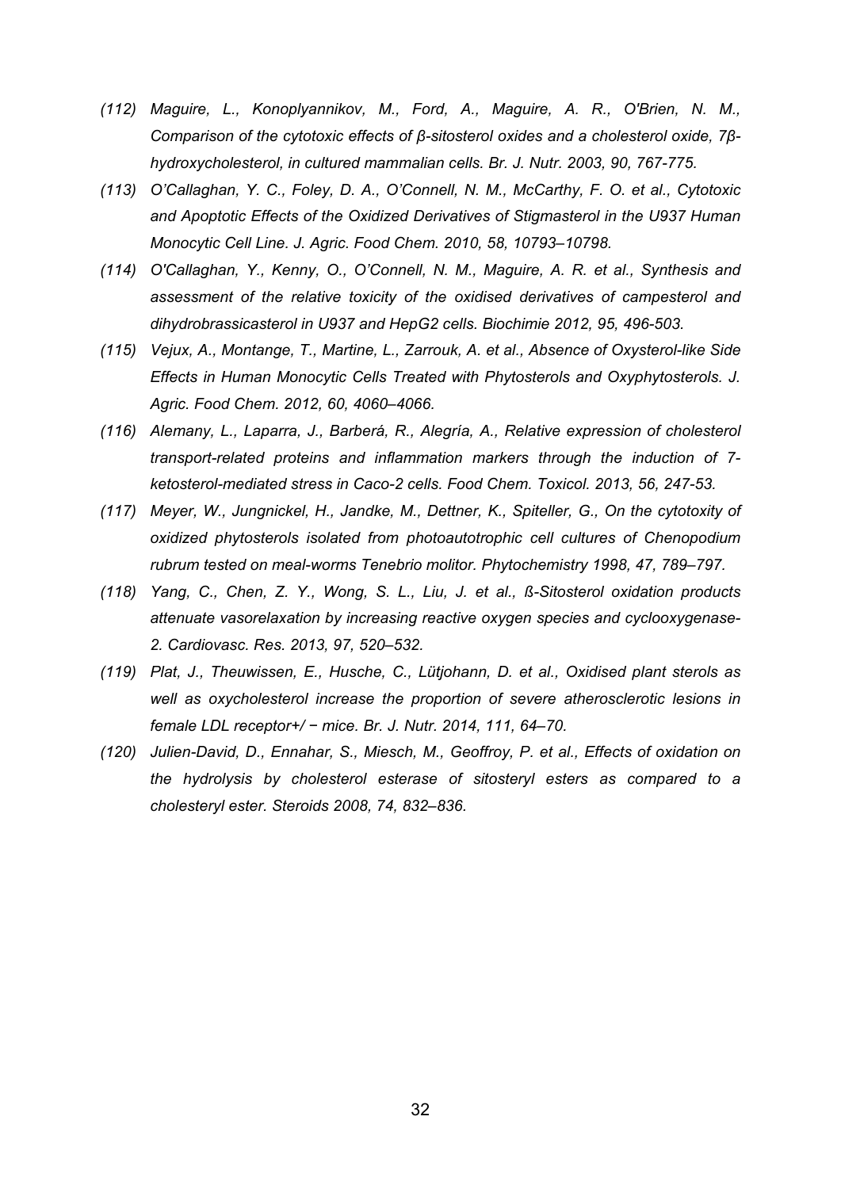*(112) Maguire, L., Konoplyannikov, M., Ford, A., Maguire, A. R., O'Brien, N. M., Comparison of the cytotoxic effects of β-sitosterol oxides and a cholesterol oxide, 7β-hydroxycholesterol, in cultured mammalian cells. Br. J. Nutr. 2003, 90, 767-775.*

*(113) O'Callaghan, Y. C., Foley, D. A., O'Connell, N. M., McCarthy, F. O. et al., Cytotoxic and Apoptotic Effects of the Oxidized Derivatives of Stigmasterol in the U937 Human Monocytic Cell Line. J. Agric. Food Chem. 2010, 58, 10793–10798.*

*(114) O'Callaghan, Y., Kenny, O., O'Connell, N. M., Maguire, A. R. et al., Synthesis and assessment of the relative toxicity of the oxidised derivatives of campesterol and dihydrobrassicasterol in U937 and HepG2 cells. Biochimie 2012, 95, 496-503.*

*(115) Vejux, A., Montange, T., Martine, L., Zarrouk, A. et al., Absence of Oxysterol-like Side Effects in Human Monocytic Cells Treated with Phytosterols and Oxyphytosterols. J. Agric. Food Chem. 2012, 60, 4060–4066.*

*(116) Alemany, L., Laparra, J., Barberá, R., Alegría, A., Relative expression of cholesterol transport-related proteins and inflammation markers through the induction of 7-ketosterol-mediated stress in Caco-2 cells. Food Chem. Toxicol. 2013, 56, 247-53.*

*(117) Meyer, W., Jungnickel, H., Jandke, M., Dettner, K., Spiteller, G., On the cytotoxity of oxidized phytosterols isolated from photoautotrophic cell cultures of Chenopodium rubrum tested on meal-worms Tenebrio molitor. Phytochemistry 1998, 47, 789–797.*

*(118) Yang, C., Chen, Z. Y., Wong, S. L., Liu, J. et al., ß-Sitosterol oxidation products attenuate vasorelaxation by increasing reactive oxygen species and cyclooxygenase-2. Cardiovasc. Res. 2013, 97, 520–532.*

*(119) Plat, J., Theuwissen, E., Husche, C., Lütjohann, D. et al., Oxidised plant sterols as well as oxycholesterol increase the proportion of severe atherosclerotic lesions in female LDL receptor+/ − mice. Br. J. Nutr. 2014, 111, 64–70.*

*(120) Julien-David, D., Ennahar, S., Miesch, M., Geoffroy, P. et al., Effects of oxidation on the hydrolysis by cholesterol esterase of sitosteryl esters as compared to a cholesteryl ester. Steroids 2008, 74, 832–836.*